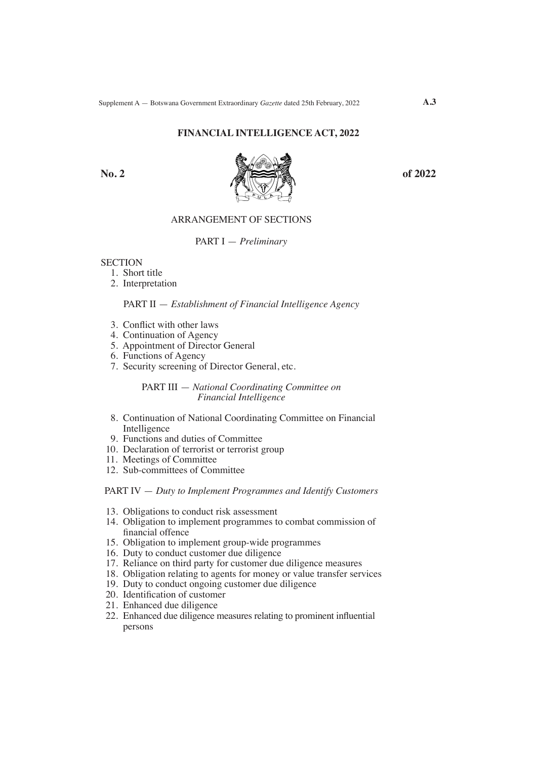# FINANCIAL INTELLIGENCE ACT, 2022

**No. 2** **of 2022**

## ARRANGEMENT OF SECTIONS

### PART I — *Preliminary*

SECTION

1. Short title
2. Interpretation

### PART II — *Establishment of Financial Intelligence Agency*

3. Conflict with other laws
4. Continuation of Agency
5. Appointment of Director General
6. Functions of Agency
7. Security screening of Director General, etc.

### PART III — *National Coordinating Committee on Financial Intelligence*

8. Continuation of National Coordinating Committee on Financial Intelligence
9. Functions and duties of Committee
10. Declaration of terrorist or terrorist group
11. Meetings of Committee
12. Sub-committees of Committee

### PART IV — *Duty to Implement Programmes and Identify Customers*

13. Obligations to conduct risk assessment
14. Obligation to implement programmes to combat commission of financial offence
15. Obligation to implement group-wide programmes
16. Duty to conduct customer due diligence
17. Reliance on third party for customer due diligence measures
18. Obligation relating to agents for money or value transfer services
19. Duty to conduct ongoing customer due diligence
20. Identification of customer
21. Enhanced due diligence
22. Enhanced due diligence measures relating to prominent influential persons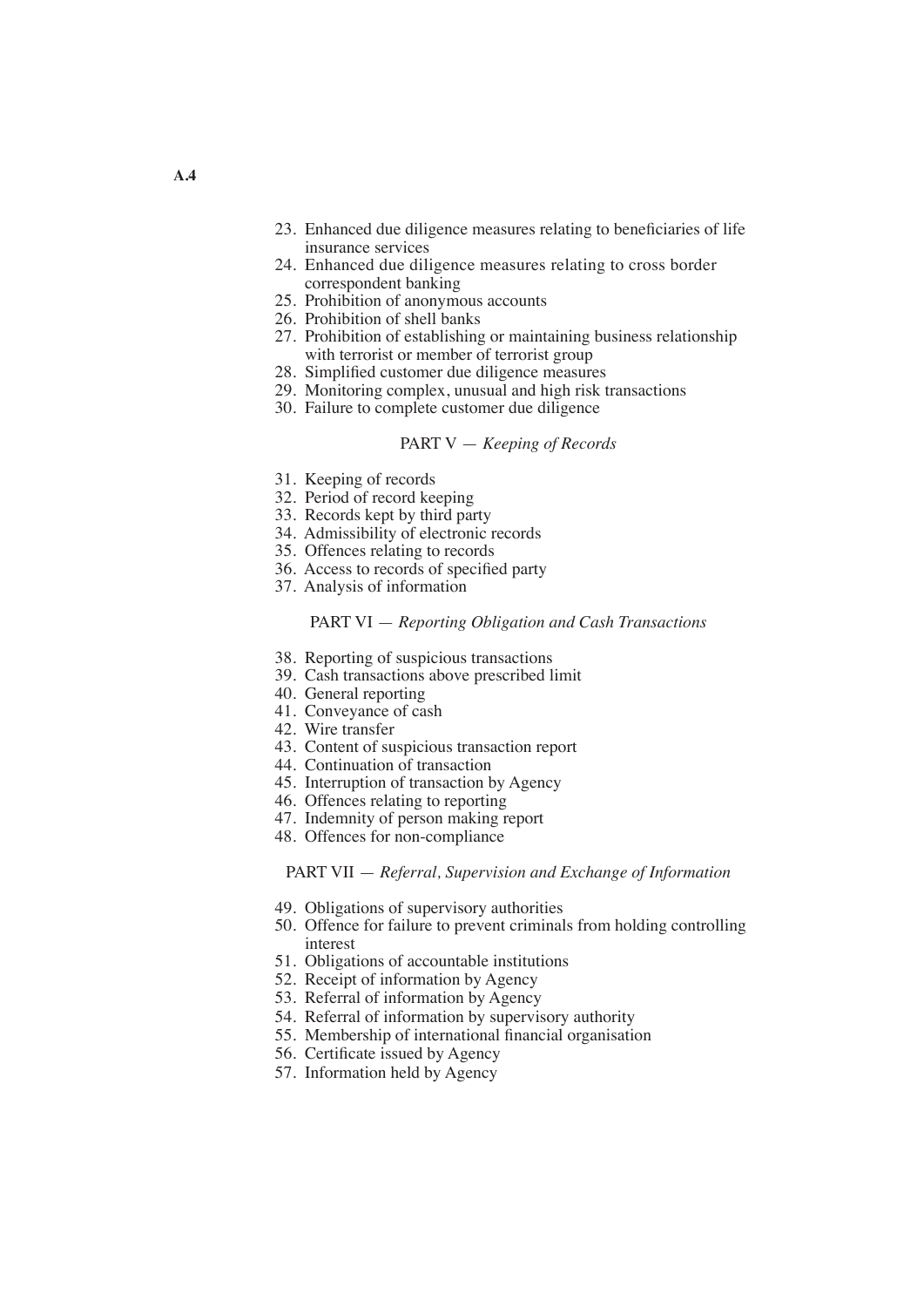23. Enhanced due diligence measures relating to beneficiaries of life insurance services
24. Enhanced due diligence measures relating to cross border correspondent banking
25. Prohibition of anonymous accounts
26. Prohibition of shell banks
27. Prohibition of establishing or maintaining business relationship with terrorist or member of terrorist group
28. Simplified customer due diligence measures
29. Monitoring complex, unusual and high risk transactions
30. Failure to complete customer due diligence

PART V — *Keeping of Records*

31. Keeping of records
32. Period of record keeping
33. Records kept by third party
34. Admissibility of electronic records
35. Offences relating to records
36. Access to records of specified party
37. Analysis of information

PART VI — *Reporting Obligation and Cash Transactions*

38. Reporting of suspicious transactions
39. Cash transactions above prescribed limit
40. General reporting
41. Conveyance of cash
42. Wire transfer
43. Content of suspicious transaction report
44. Continuation of transaction
45. Interruption of transaction by Agency
46. Offences relating to reporting
47. Indemnity of person making report
48. Offences for non-compliance

PART VII — *Referral, Supervision and Exchange of Information*

49. Obligations of supervisory authorities
50. Offence for failure to prevent criminals from holding controlling interest
51. Obligations of accountable institutions
52. Receipt of information by Agency
53. Referral of information by Agency
54. Referral of information by supervisory authority
55. Membership of international financial organisation
56. Certificate issued by Agency
57. Information held by Agency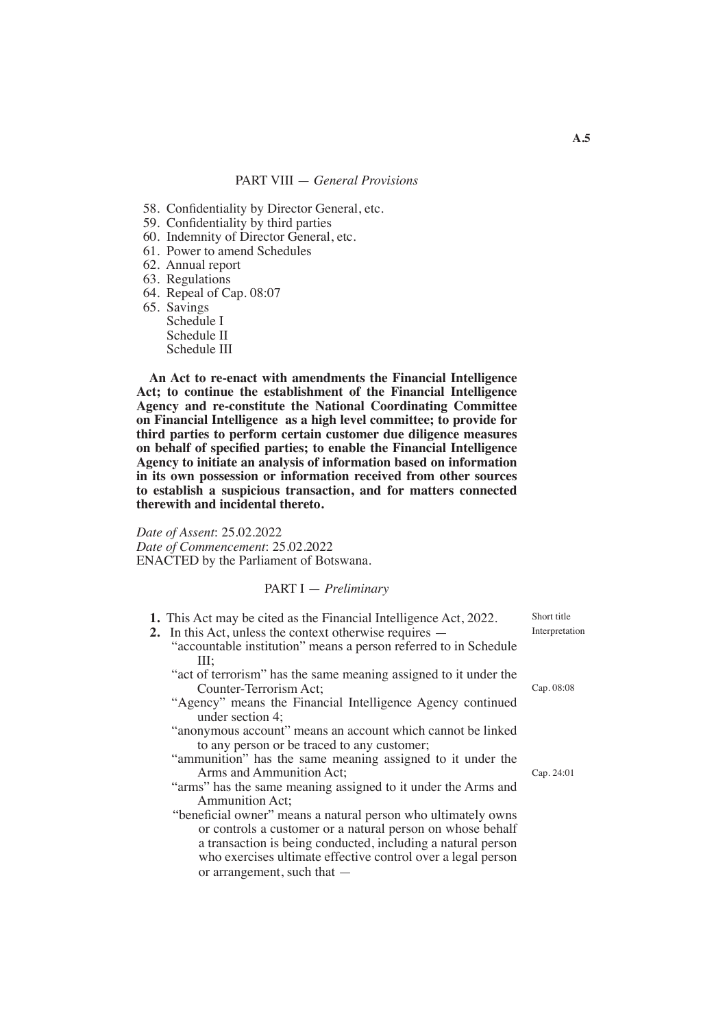PART VIII — *General Provisions*

58. Confidentiality by Director General, etc.
59. Confidentiality by third parties
60. Indemnity of Director General, etc.
61. Power to amend Schedules
62. Annual report
63. Regulations
64. Repeal of Cap. 08:07
65. Savings
    Schedule I
    Schedule II
    Schedule III

**An Act to re-enact with amendments the Financial Intelligence Act; to continue the establishment of the Financial Intelligence Agency and re-constitute the National Coordinating Committee on Financial Intelligence as a high level committee; to provide for third parties to perform certain customer due diligence measures on behalf of specified parties; to enable the Financial Intelligence Agency to initiate an analysis of information based on information in its own possession or information received from other sources to establish a suspicious transaction, and for matters connected therewith and incidental thereto.**

*Date of Assent*: 25.02.2022
*Date of Commencement*: 25.02.2022
ENACTED by the Parliament of Botswana.

PART I — *Preliminary*

**1.** This Act may be cited as the Financial Intelligence Act, 2022. *(Short title)*

**2.** In this Act, unless the context otherwise requires — *(Interpretation)*

"accountable institution" means a person referred to in Schedule III;

"act of terrorism" has the same meaning assigned to it under the Counter-Terrorism Act; *(Cap. 08:08)*

"Agency" means the Financial Intelligence Agency continued under section 4;

"anonymous account" means an account which cannot be linked to any person or be traced to any customer;

"ammunition" has the same meaning assigned to it under the Arms and Ammunition Act; *(Cap. 24:01)*

"arms" has the same meaning assigned to it under the Arms and Ammunition Act;

"beneficial owner" means a natural person who ultimately owns or controls a customer or a natural person on whose behalf a transaction is being conducted, including a natural person who exercises ultimate effective control over a legal person or arrangement, such that —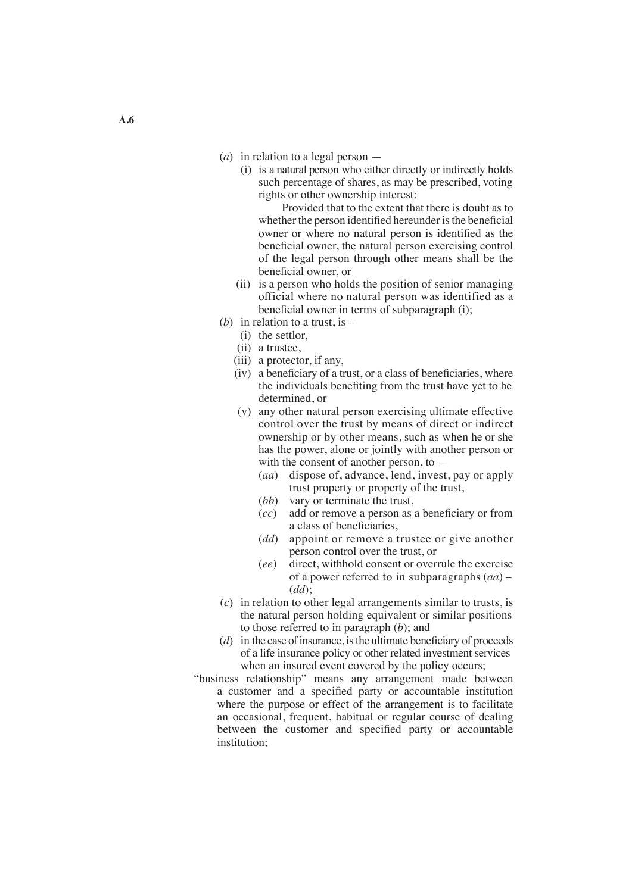(*a*) in relation to a legal person —

- (i) is a natural person who either directly or indirectly holds such percentage of shares, as may be prescribed, voting rights or other ownership interest:

  Provided that to the extent that there is doubt as to whether the person identified hereunder is the beneficial owner or where no natural person is identified as the beneficial owner, the natural person exercising control of the legal person through other means shall be the beneficial owner, or

- (ii) is a person who holds the position of senior managing official where no natural person was identified as a beneficial owner in terms of subparagraph (i);

(*b*) in relation to a trust, is –

- (i) the settlor,
- (ii) a trustee,
- (iii) a protector, if any,
- (iv) a beneficiary of a trust, or a class of beneficiaries, where the individuals benefiting from the trust have yet to be determined, or
- (v) any other natural person exercising ultimate effective control over the trust by means of direct or indirect ownership or by other means, such as when he or she has the power, alone or jointly with another person or with the consent of another person, to —
  - (*aa*) dispose of, advance, lend, invest, pay or apply trust property or property of the trust,
  - (*bb*) vary or terminate the trust,
  - (*cc*) add or remove a person as a beneficiary or from a class of beneficiaries,
  - (*dd*) appoint or remove a trustee or give another person control over the trust, or
  - (*ee*) direct, withhold consent or overrule the exercise of a power referred to in subparagraphs (*aa*) – (*dd*);

(*c*) in relation to other legal arrangements similar to trusts, is the natural person holding equivalent or similar positions to those referred to in paragraph (*b*); and

(*d*) in the case of insurance, is the ultimate beneficiary of proceeds of a life insurance policy or other related investment services when an insured event covered by the policy occurs;

"business relationship" means any arrangement made between a customer and a specified party or accountable institution where the purpose or effect of the arrangement is to facilitate an occasional, frequent, habitual or regular course of dealing between the customer and specified party or accountable institution;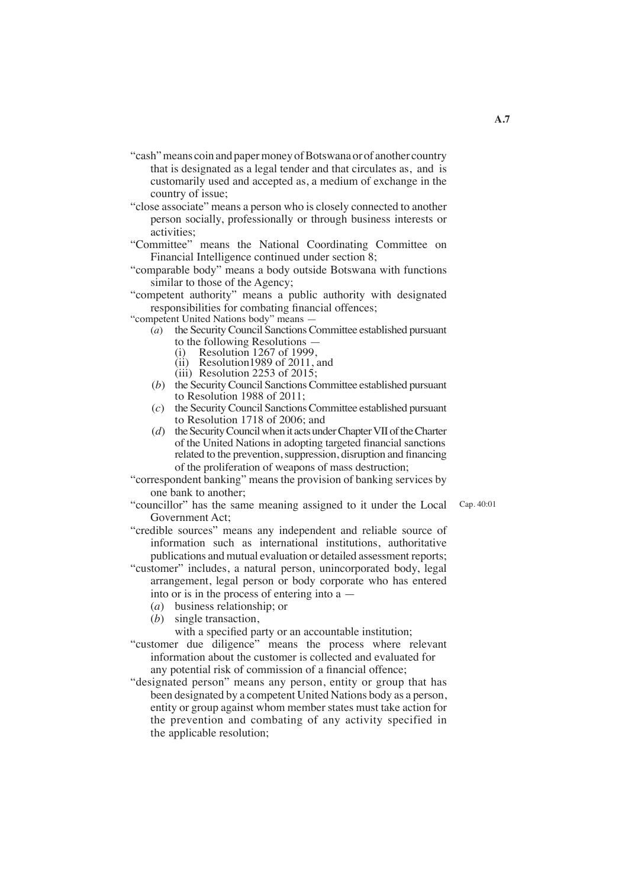"cash" means coin and paper money of Botswana or of another country that is designated as a legal tender and that circulates as, and is customarily used and accepted as, a medium of exchange in the country of issue;

"close associate" means a person who is closely connected to another person socially, professionally or through business interests or activities;

"Committee" means the National Coordinating Committee on Financial Intelligence continued under section 8;

"comparable body" means a body outside Botswana with functions similar to those of the Agency;

"competent authority" means a public authority with designated responsibilities for combating financial offences;

"competent United Nations body" means —

- (*a*) the Security Council Sanctions Committee established pursuant to the following Resolutions —
  - (i) Resolution 1267 of 1999,
  - (ii) Resolution1989 of 2011, and
  - (iii) Resolution 2253 of 2015;
- (*b*) the Security Council Sanctions Committee established pursuant to Resolution 1988 of 2011;
- (*c*) the Security Council Sanctions Committee established pursuant to Resolution 1718 of 2006; and
- (*d*) the Security Council when it acts under Chapter VII of the Charter of the United Nations in adopting targeted financial sanctions related to the prevention, suppression, disruption and financing of the proliferation of weapons of mass destruction;

"correspondent banking" means the provision of banking services by one bank to another;

"councillor" has the same meaning assigned to it under the Local Government Act; Cap. 40:01

"credible sources" means any independent and reliable source of information such as international institutions, authoritative publications and mutual evaluation or detailed assessment reports;

"customer" includes, a natural person, unincorporated body, legal arrangement, legal person or body corporate who has entered into or is in the process of entering into a —

- (*a*) business relationship; or
- (*b*) single transaction,

with a specified party or an accountable institution;

"customer due diligence" means the process where relevant information about the customer is collected and evaluated for any potential risk of commission of a financial offence;

"designated person" means any person, entity or group that has been designated by a competent United Nations body as a person, entity or group against whom member states must take action for the prevention and combating of any activity specified in the applicable resolution;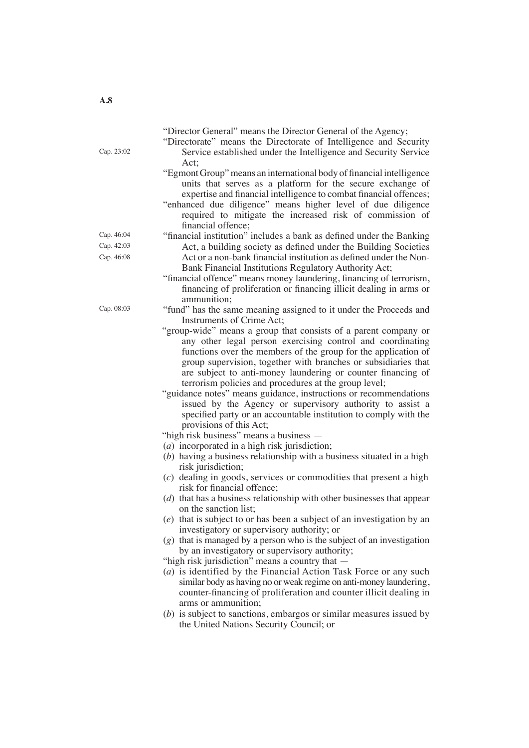"Director General" means the Director General of the Agency;

"Directorate" means the Directorate of Intelligence and Security Service established under the Intelligence and Security Service Act; Cap. 23:02

"Egmont Group" means an international body of financial intelligence units that serves as a platform for the secure exchange of expertise and financial intelligence to combat financial offences;

"enhanced due diligence" means higher level of due diligence required to mitigate the increased risk of commission of financial offence;

"financial institution" includes a bank as defined under the Banking Act, a building society as defined under the Building Societies Act or a non-bank financial institution as defined under the Non-Bank Financial Institutions Regulatory Authority Act; Cap. 46:04, Cap. 42:03, Cap. 46:08

"financial offence" means money laundering, financing of terrorism, financing of proliferation or financing illicit dealing in arms or ammunition;

"fund" has the same meaning assigned to it under the Proceeds and Instruments of Crime Act; Cap. 08:03

"group-wide" means a group that consists of a parent company or any other legal person exercising control and coordinating functions over the members of the group for the application of group supervision, together with branches or subsidiaries that are subject to anti-money laundering or counter financing of terrorism policies and procedures at the group level;

"guidance notes" means guidance, instructions or recommendations issued by the Agency or supervisory authority to assist a specified party or an accountable institution to comply with the provisions of this Act;

"high risk business" means a business —

(*a*) incorporated in a high risk jurisdiction;

(*b*) having a business relationship with a business situated in a high risk jurisdiction;

(*c*) dealing in goods, services or commodities that present a high risk for financial offence;

(*d*) that has a business relationship with other businesses that appear on the sanction list;

(*e*) that is subject to or has been a subject of an investigation by an investigatory or supervisory authority; or

(*g*) that is managed by a person who is the subject of an investigation by an investigatory or supervisory authority;

"high risk jurisdiction" means a country that —

(*a*) is identified by the Financial Action Task Force or any such similar body as having no or weak regime on anti-money laundering, counter-financing of proliferation and counter illicit dealing in arms or ammunition;

(*b*) is subject to sanctions, embargos or similar measures issued by the United Nations Security Council; or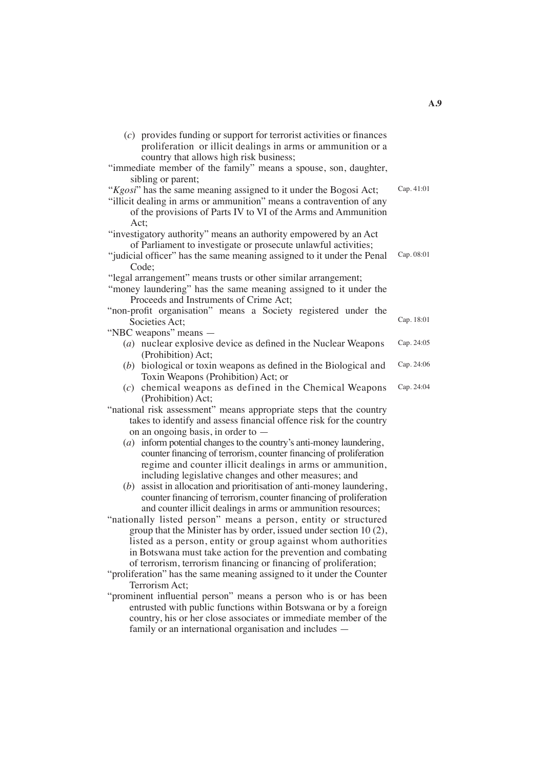(*c*) provides funding or support for terrorist activities or finances proliferation or illicit dealings in arms or ammunition or a country that allows high risk business;

"immediate member of the family" means a spouse, son, daughter, sibling or parent;

"*Kgosi*" has the same meaning assigned to it under the Bogosi Act; Cap. 41:01

"illicit dealing in arms or ammunition" means a contravention of any of the provisions of Parts IV to VI of the Arms and Ammunition Act;

"investigatory authority" means an authority empowered by an Act of Parliament to investigate or prosecute unlawful activities;

"judicial officer" has the same meaning assigned to it under the Penal Code; Cap. 08:01

"legal arrangement" means trusts or other similar arrangement;

"money laundering" has the same meaning assigned to it under the Proceeds and Instruments of Crime Act;

"non-profit organisation" means a Society registered under the Societies Act; Cap. 18:01

"NBC weapons" means —

(*a*) nuclear explosive device as defined in the Nuclear Weapons (Prohibition) Act; Cap. 24:05

(*b*) biological or toxin weapons as defined in the Biological and Toxin Weapons (Prohibition) Act; or Cap. 24:06

(*c*) chemical weapons as defined in the Chemical Weapons (Prohibition) Act; Cap. 24:04

"national risk assessment" means appropriate steps that the country takes to identify and assess financial offence risk for the country on an ongoing basis, in order to —

(*a*) inform potential changes to the country's anti-money laundering, counter financing of terrorism, counter financing of proliferation regime and counter illicit dealings in arms or ammunition, including legislative changes and other measures; and

(*b*) assist in allocation and prioritisation of anti-money laundering, counter financing of terrorism, counter financing of proliferation and counter illicit dealings in arms or ammunition resources;

"nationally listed person" means a person, entity or structured group that the Minister has by order, issued under section 10 (2), listed as a person, entity or group against whom authorities in Botswana must take action for the prevention and combating of terrorism, terrorism financing or financing of proliferation;

"proliferation" has the same meaning assigned to it under the Counter Terrorism Act;

"prominent influential person" means a person who is or has been entrusted with public functions within Botswana or by a foreign country, his or her close associates or immediate member of the family or an international organisation and includes —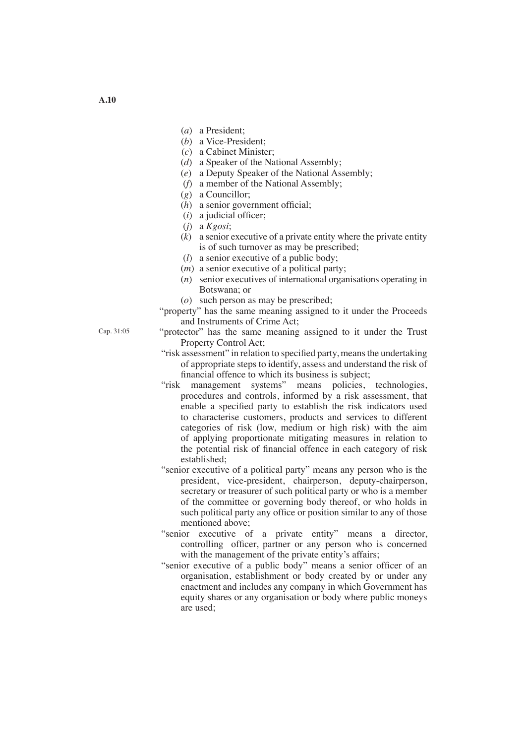(*a*) a President;

(*b*) a Vice-President;

(*c*) a Cabinet Minister;

(*d*) a Speaker of the National Assembly;

(*e*) a Deputy Speaker of the National Assembly;

(*f*) a member of the National Assembly;

(*g*) a Councillor;

(*h*) a senior government official;

(*i*) a judicial officer;

(*j*) a *Kgosi*;

(*k*) a senior executive of a private entity where the private entity is of such turnover as may be prescribed;

(*l*) a senior executive of a public body;

(*m*) a senior executive of a political party;

(*n*) senior executives of international organisations operating in Botswana; or

(*o*) such person as may be prescribed;

"property" has the same meaning assigned to it under the Proceeds and Instruments of Crime Act;

Cap. 31:05

"protector" has the same meaning assigned to it under the Trust Property Control Act;

"risk assessment" in relation to specified party, means the undertaking of appropriate steps to identify, assess and understand the risk of financial offence to which its business is subject;

"risk management systems" means policies, technologies, procedures and controls, informed by a risk assessment, that enable a specified party to establish the risk indicators used to characterise customers, products and services to different categories of risk (low, medium or high risk) with the aim of applying proportionate mitigating measures in relation to the potential risk of financial offence in each category of risk established;

"senior executive of a political party" means any person who is the president, vice-president, chairperson, deputy-chairperson, secretary or treasurer of such political party or who is a member of the committee or governing body thereof, or who holds in such political party any office or position similar to any of those mentioned above;

"senior executive of a private entity" means a director, controlling officer, partner or any person who is concerned with the management of the private entity's affairs;

"senior executive of a public body" means a senior officer of an organisation, establishment or body created by or under any enactment and includes any company in which Government has equity shares or any organisation or body where public moneys are used;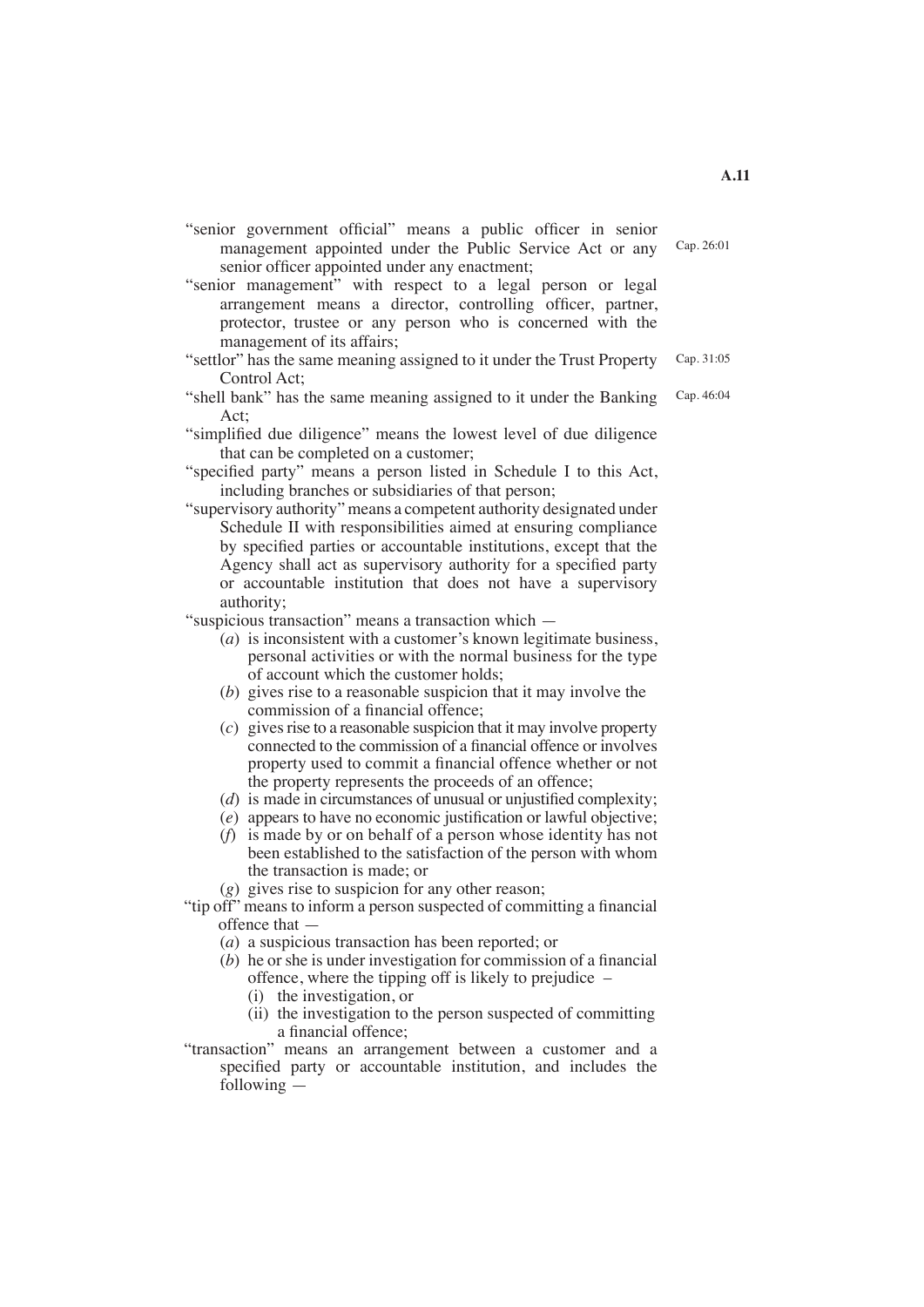"senior government official" means a public officer in senior management appointed under the Public Service Act or any senior officer appointed under any enactment; Cap. 26:01

"senior management" with respect to a legal person or legal arrangement means a director, controlling officer, partner, protector, trustee or any person who is concerned with the management of its affairs;

"settlor" has the same meaning assigned to it under the Trust Property Control Act; Cap. 31:05

"shell bank" has the same meaning assigned to it under the Banking Act; Cap. 46:04

"simplified due diligence" means the lowest level of due diligence that can be completed on a customer;

"specified party" means a person listed in Schedule I to this Act, including branches or subsidiaries of that person;

"supervisory authority" means a competent authority designated under Schedule II with responsibilities aimed at ensuring compliance by specified parties or accountable institutions, except that the Agency shall act as supervisory authority for a specified party or accountable institution that does not have a supervisory authority;

"suspicious transaction" means a transaction which —

(*a*) is inconsistent with a customer's known legitimate business, personal activities or with the normal business for the type of account which the customer holds;

(*b*) gives rise to a reasonable suspicion that it may involve the commission of a financial offence;

(*c*) gives rise to a reasonable suspicion that it may involve property connected to the commission of a financial offence or involves property used to commit a financial offence whether or not the property represents the proceeds of an offence;

(*d*) is made in circumstances of unusual or unjustified complexity;

(*e*) appears to have no economic justification or lawful objective;

(*f*) is made by or on behalf of a person whose identity has not been established to the satisfaction of the person with whom the transaction is made; or

(*g*) gives rise to suspicion for any other reason;

"tip off" means to inform a person suspected of committing a financial offence that —

(*a*) a suspicious transaction has been reported; or

(*b*) he or she is under investigation for commission of a financial offence, where the tipping off is likely to prejudice –

(i) the investigation, or

(ii) the investigation to the person suspected of committing a financial offence;

"transaction" means an arrangement between a customer and a specified party or accountable institution, and includes the following —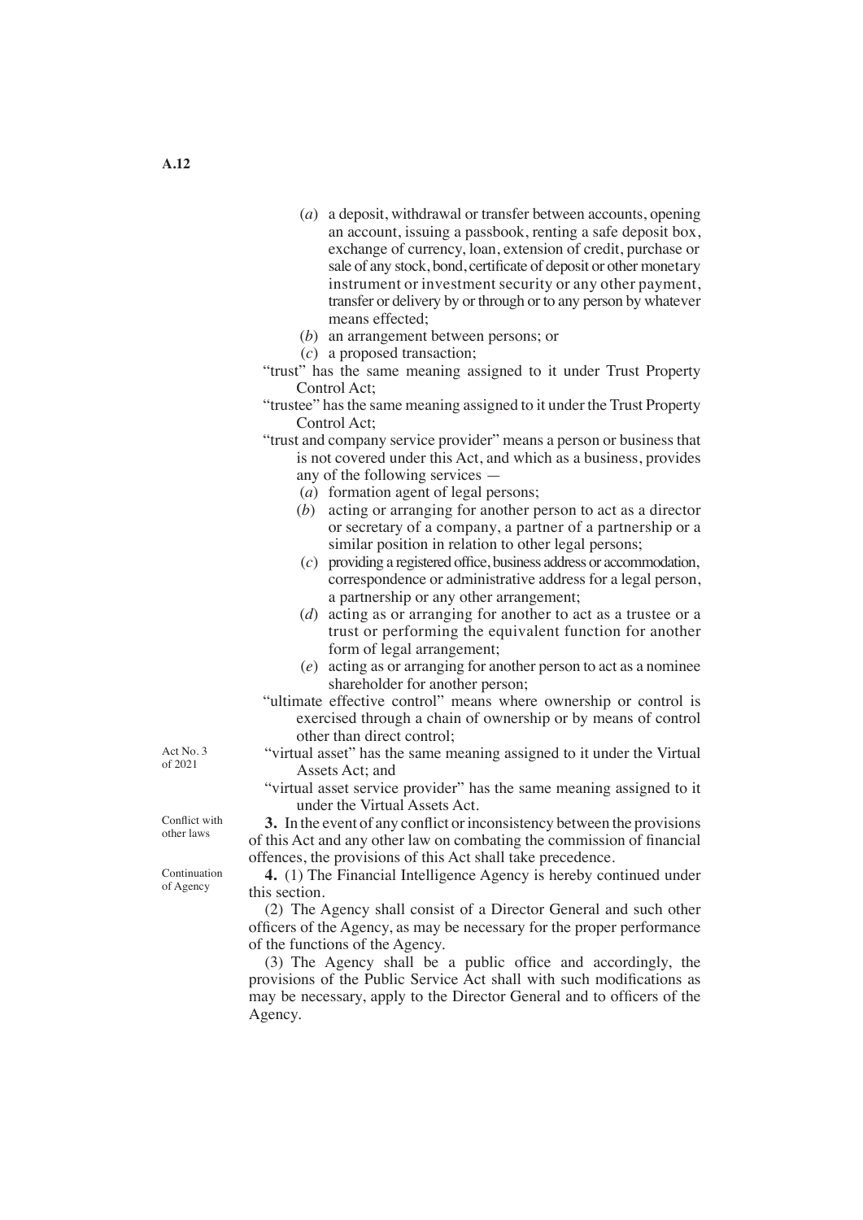(*a*) a deposit, withdrawal or transfer between accounts, opening an account, issuing a passbook, renting a safe deposit box, exchange of currency, loan, extension of credit, purchase or sale of any stock, bond, certificate of deposit or other monetary instrument or investment security or any other payment, transfer or delivery by or through or to any person by whatever means effected;

(*b*) an arrangement between persons; or

(*c*) a proposed transaction;

"trust" has the same meaning assigned to it under Trust Property Control Act;

"trustee" has the same meaning assigned to it under the Trust Property Control Act;

"trust and company service provider" means a person or business that is not covered under this Act, and which as a business, provides any of the following services —

(*a*) formation agent of legal persons;

(*b*) acting or arranging for another person to act as a director or secretary of a company, a partner of a partnership or a similar position in relation to other legal persons;

(*c*) providing a registered office, business address or accommodation, correspondence or administrative address for a legal person, a partnership or any other arrangement;

(*d*) acting as or arranging for another to act as a trustee or a trust or performing the equivalent function for another form of legal arrangement;

(*e*) acting as or arranging for another person to act as a nominee shareholder for another person;

"ultimate effective control" means where ownership or control is exercised through a chain of ownership or by means of control other than direct control;

Act No. 3 of 2021

"virtual asset" has the same meaning assigned to it under the Virtual Assets Act; and

"virtual asset service provider" has the same meaning assigned to it under the Virtual Assets Act.

Conflict with other laws

**3.** In the event of any conflict or inconsistency between the provisions of this Act and any other law on combating the commission of financial offences, the provisions of this Act shall take precedence.

Continuation of Agency

**4.** (1) The Financial Intelligence Agency is hereby continued under this section.

(2) The Agency shall consist of a Director General and such other officers of the Agency, as may be necessary for the proper performance of the functions of the Agency.

(3) The Agency shall be a public office and accordingly, the provisions of the Public Service Act shall with such modifications as may be necessary, apply to the Director General and to officers of the Agency.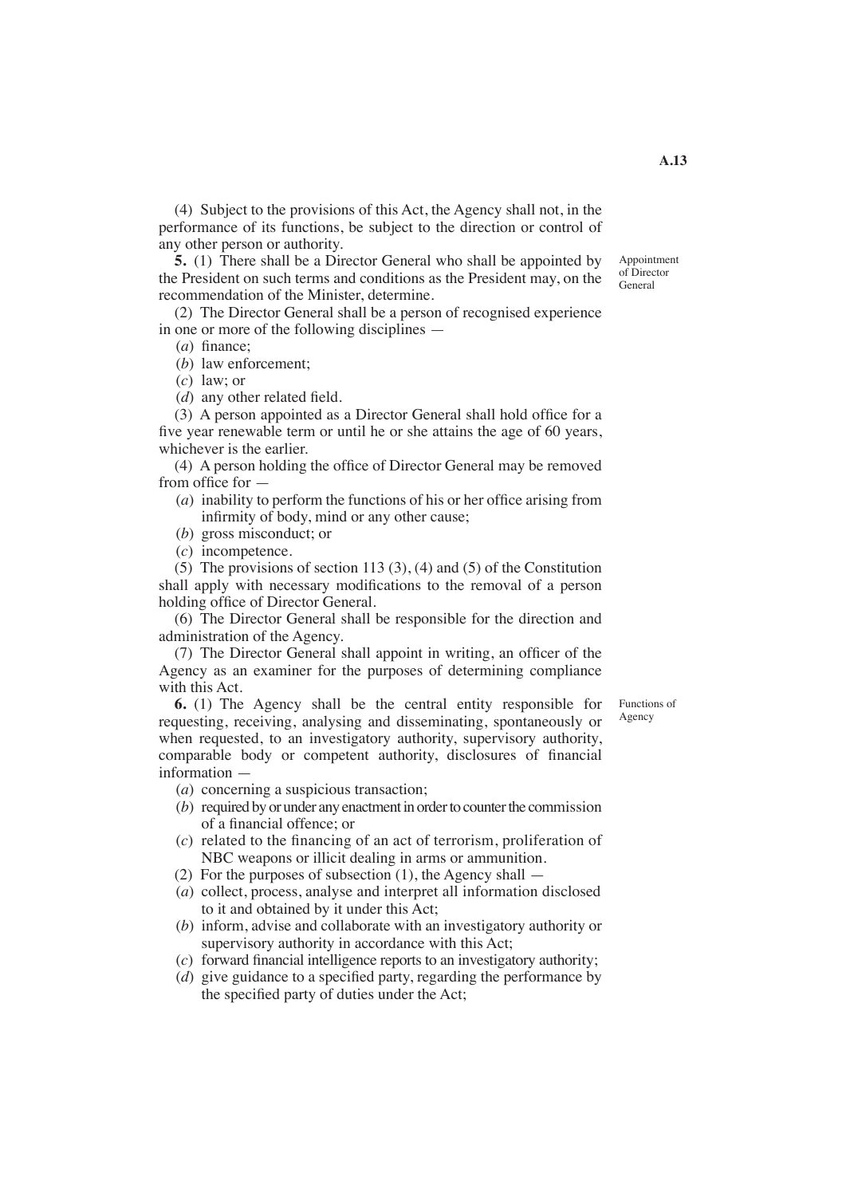(4) Subject to the provisions of this Act, the Agency shall not, in the performance of its functions, be subject to the direction or control of any other person or authority.

Appointment of Director General

**5.** (1) There shall be a Director General who shall be appointed by the President on such terms and conditions as the President may, on the recommendation of the Minister, determine.

(2) The Director General shall be a person of recognised experience in one or more of the following disciplines —

(*a*) finance;

(*b*) law enforcement;

(*c*) law; or

(*d*) any other related field.

(3) A person appointed as a Director General shall hold office for a five year renewable term or until he or she attains the age of 60 years, whichever is the earlier.

(4) A person holding the office of Director General may be removed from office for —

(*a*) inability to perform the functions of his or her office arising from infirmity of body, mind or any other cause;

(*b*) gross misconduct; or

(*c*) incompetence.

(5) The provisions of section 113 (3), (4) and (5) of the Constitution shall apply with necessary modifications to the removal of a person holding office of Director General.

(6) The Director General shall be responsible for the direction and administration of the Agency.

(7) The Director General shall appoint in writing, an officer of the Agency as an examiner for the purposes of determining compliance with this Act.

Functions of Agency

**6.** (1) The Agency shall be the central entity responsible for requesting, receiving, analysing and disseminating, spontaneously or when requested, to an investigatory authority, supervisory authority, comparable body or competent authority, disclosures of financial information —

(*a*) concerning a suspicious transaction;

(*b*) required by or under any enactment in order to counter the commission of a financial offence; or

(*c*) related to the financing of an act of terrorism, proliferation of NBC weapons or illicit dealing in arms or ammunition.

(2) For the purposes of subsection (1), the Agency shall —

(*a*) collect, process, analyse and interpret all information disclosed to it and obtained by it under this Act;

(*b*) inform, advise and collaborate with an investigatory authority or supervisory authority in accordance with this Act;

(*c*) forward financial intelligence reports to an investigatory authority;

(*d*) give guidance to a specified party, regarding the performance by the specified party of duties under the Act;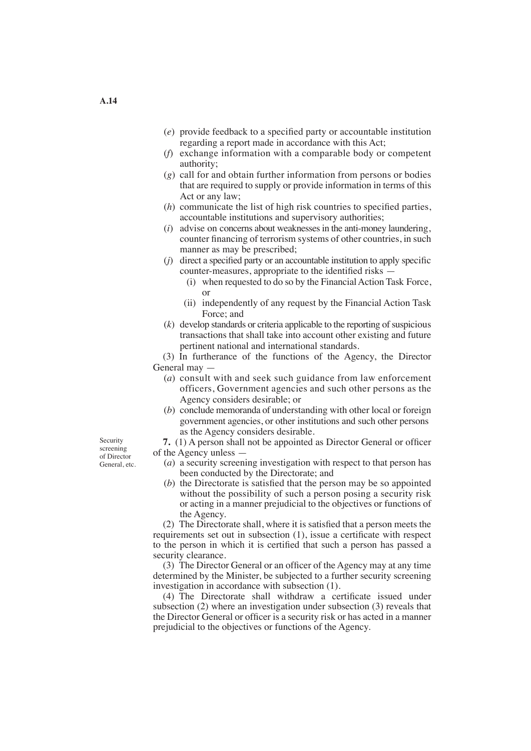(*e*) provide feedback to a specified party or accountable institution regarding a report made in accordance with this Act;

(*f*) exchange information with a comparable body or competent authority;

(*g*) call for and obtain further information from persons or bodies that are required to supply or provide information in terms of this Act or any law;

(*h*) communicate the list of high risk countries to specified parties, accountable institutions and supervisory authorities;

(*i*) advise on concerns about weaknesses in the anti-money laundering, counter financing of terrorism systems of other countries, in such manner as may be prescribed;

(*j*) direct a specified party or an accountable institution to apply specific counter-measures, appropriate to the identified risks —

- (i) when requested to do so by the Financial Action Task Force, or
- (ii) independently of any request by the Financial Action Task Force; and

(*k*) develop standards or criteria applicable to the reporting of suspicious transactions that shall take into account other existing and future pertinent national and international standards.

(3) In furtherance of the functions of the Agency, the Director General may —

(*a*) consult with and seek such guidance from law enforcement officers, Government agencies and such other persons as the Agency considers desirable; or

(*b*) conclude memoranda of understanding with other local or foreign government agencies, or other institutions and such other persons as the Agency considers desirable.

Security screening of Director General, etc.

**7.** (1) A person shall not be appointed as Director General or officer of the Agency unless —

(*a*) a security screening investigation with respect to that person has been conducted by the Directorate; and

(*b*) the Directorate is satisfied that the person may be so appointed without the possibility of such a person posing a security risk or acting in a manner prejudicial to the objectives or functions of the Agency.

(2) The Directorate shall, where it is satisfied that a person meets the requirements set out in subsection (1), issue a certificate with respect to the person in which it is certified that such a person has passed a security clearance.

(3) The Director General or an officer of the Agency may at any time determined by the Minister, be subjected to a further security screening investigation in accordance with subsection (1).

(4) The Directorate shall withdraw a certificate issued under subsection (2) where an investigation under subsection (3) reveals that the Director General or officer is a security risk or has acted in a manner prejudicial to the objectives or functions of the Agency.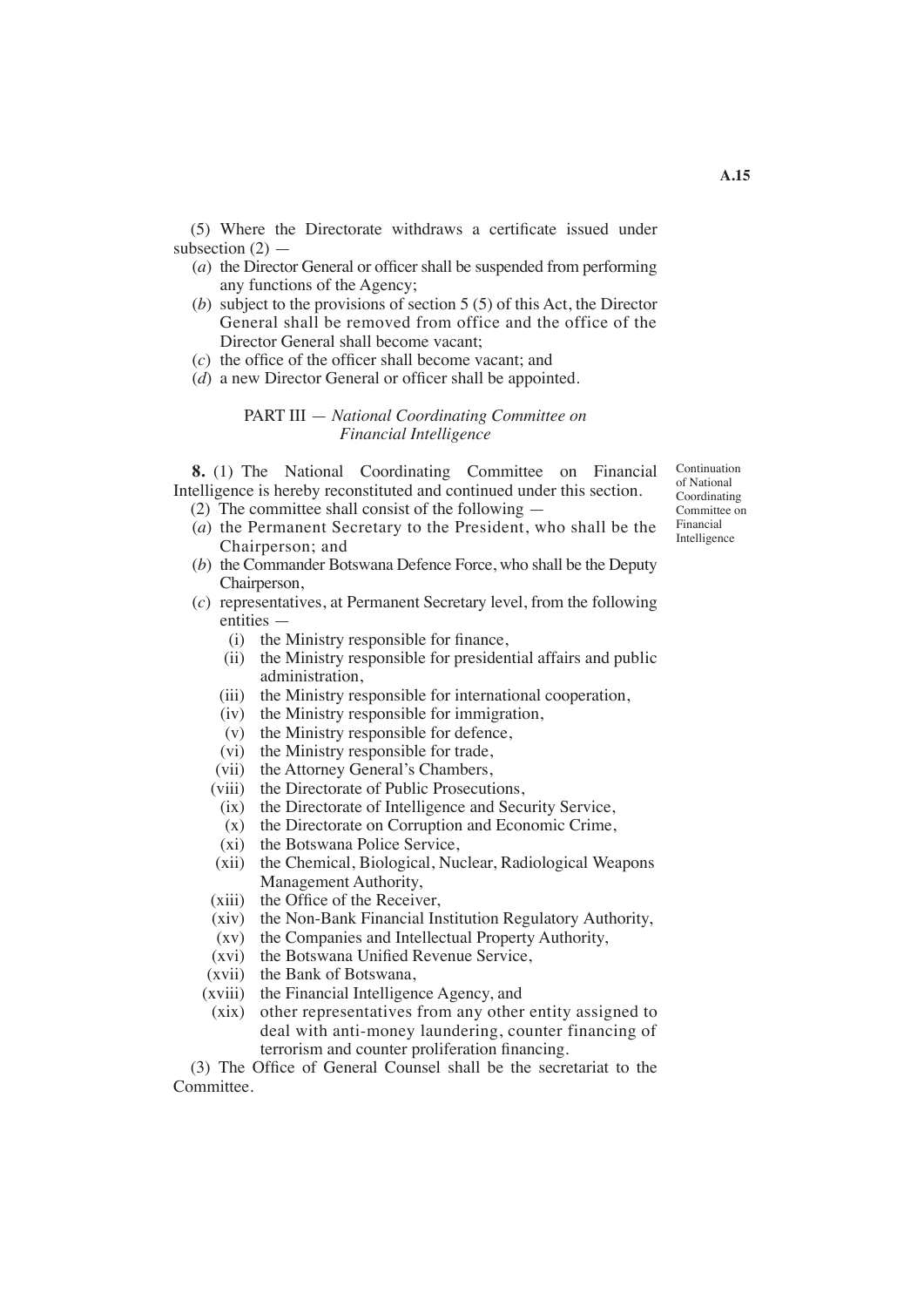(5) Where the Directorate withdraws a certificate issued under subsection (2) —

(*a*) the Director General or officer shall be suspended from performing any functions of the Agency;

(*b*) subject to the provisions of section 5 (5) of this Act, the Director General shall be removed from office and the office of the Director General shall become vacant;

(*c*) the office of the officer shall become vacant; and

(*d*) a new Director General or officer shall be appointed.

## PART III — *National Coordinating Committee on Financial Intelligence*

*Continuation of National Coordinating Committee on Financial Intelligence*

**8.** (1) The National Coordinating Committee on Financial Intelligence is hereby reconstituted and continued under this section.

(2) The committee shall consist of the following —

(*a*) the Permanent Secretary to the President, who shall be the Chairperson; and

(*b*) the Commander Botswana Defence Force, who shall be the Deputy Chairperson,

(*c*) representatives, at Permanent Secretary level, from the following entities —

(i) the Ministry responsible for finance,

(ii) the Ministry responsible for presidential affairs and public administration,

(iii) the Ministry responsible for international cooperation,

(iv) the Ministry responsible for immigration,

(v) the Ministry responsible for defence,

(vi) the Ministry responsible for trade,

(vii) the Attorney General's Chambers,

(viii) the Directorate of Public Prosecutions,

(ix) the Directorate of Intelligence and Security Service,

(x) the Directorate on Corruption and Economic Crime,

(xi) the Botswana Police Service,

(xii) the Chemical, Biological, Nuclear, Radiological Weapons Management Authority,

(xiii) the Office of the Receiver,

(xiv) the Non-Bank Financial Institution Regulatory Authority,

(xv) the Companies and Intellectual Property Authority,

(xvi) the Botswana Unified Revenue Service,

(xvii) the Bank of Botswana,

(xviii) the Financial Intelligence Agency, and

(xix) other representatives from any other entity assigned to deal with anti-money laundering, counter financing of terrorism and counter proliferation financing.

(3) The Office of General Counsel shall be the secretariat to the Committee.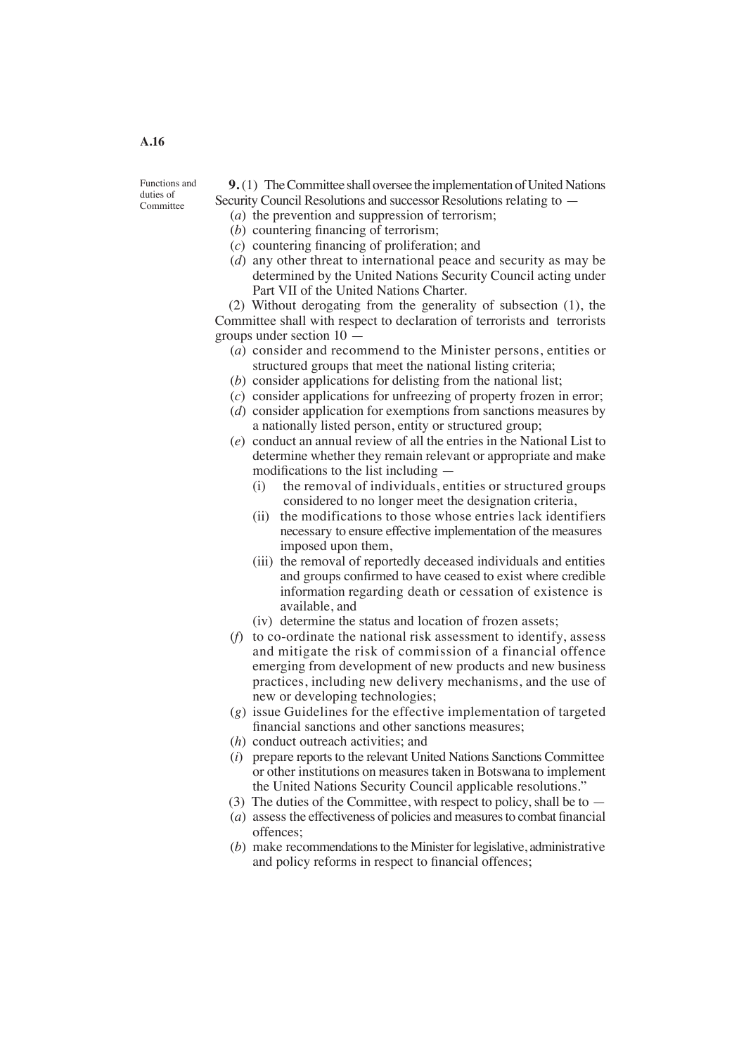Functions and duties of Committee

**9.** (1) The Committee shall oversee the implementation of United Nations Security Council Resolutions and successor Resolutions relating to —

(*a*) the prevention and suppression of terrorism;

(*b*) countering financing of terrorism;

(*c*) countering financing of proliferation; and

(*d*) any other threat to international peace and security as may be determined by the United Nations Security Council acting under Part VII of the United Nations Charter.

(2) Without derogating from the generality of subsection (1), the Committee shall with respect to declaration of terrorists and terrorists groups under section 10 —

(*a*) consider and recommend to the Minister persons, entities or structured groups that meet the national listing criteria;

(*b*) consider applications for delisting from the national list;

(*c*) consider applications for unfreezing of property frozen in error;

(*d*) consider application for exemptions from sanctions measures by a nationally listed person, entity or structured group;

(*e*) conduct an annual review of all the entries in the National List to determine whether they remain relevant or appropriate and make modifications to the list including —

(i) the removal of individuals, entities or structured groups considered to no longer meet the designation criteria,

(ii) the modifications to those whose entries lack identifiers necessary to ensure effective implementation of the measures imposed upon them,

(iii) the removal of reportedly deceased individuals and entities and groups confirmed to have ceased to exist where credible information regarding death or cessation of existence is available, and

(iv) determine the status and location of frozen assets;

(*f*) to co-ordinate the national risk assessment to identify, assess and mitigate the risk of commission of a financial offence emerging from development of new products and new business practices, including new delivery mechanisms, and the use of new or developing technologies;

(*g*) issue Guidelines for the effective implementation of targeted financial sanctions and other sanctions measures;

(*h*) conduct outreach activities; and

(*i*) prepare reports to the relevant United Nations Sanctions Committee or other institutions on measures taken in Botswana to implement the United Nations Security Council applicable resolutions."

(3) The duties of the Committee, with respect to policy, shall be to —

(*a*) assess the effectiveness of policies and measures to combat financial offences;

(*b*) make recommendations to the Minister for legislative, administrative and policy reforms in respect to financial offences;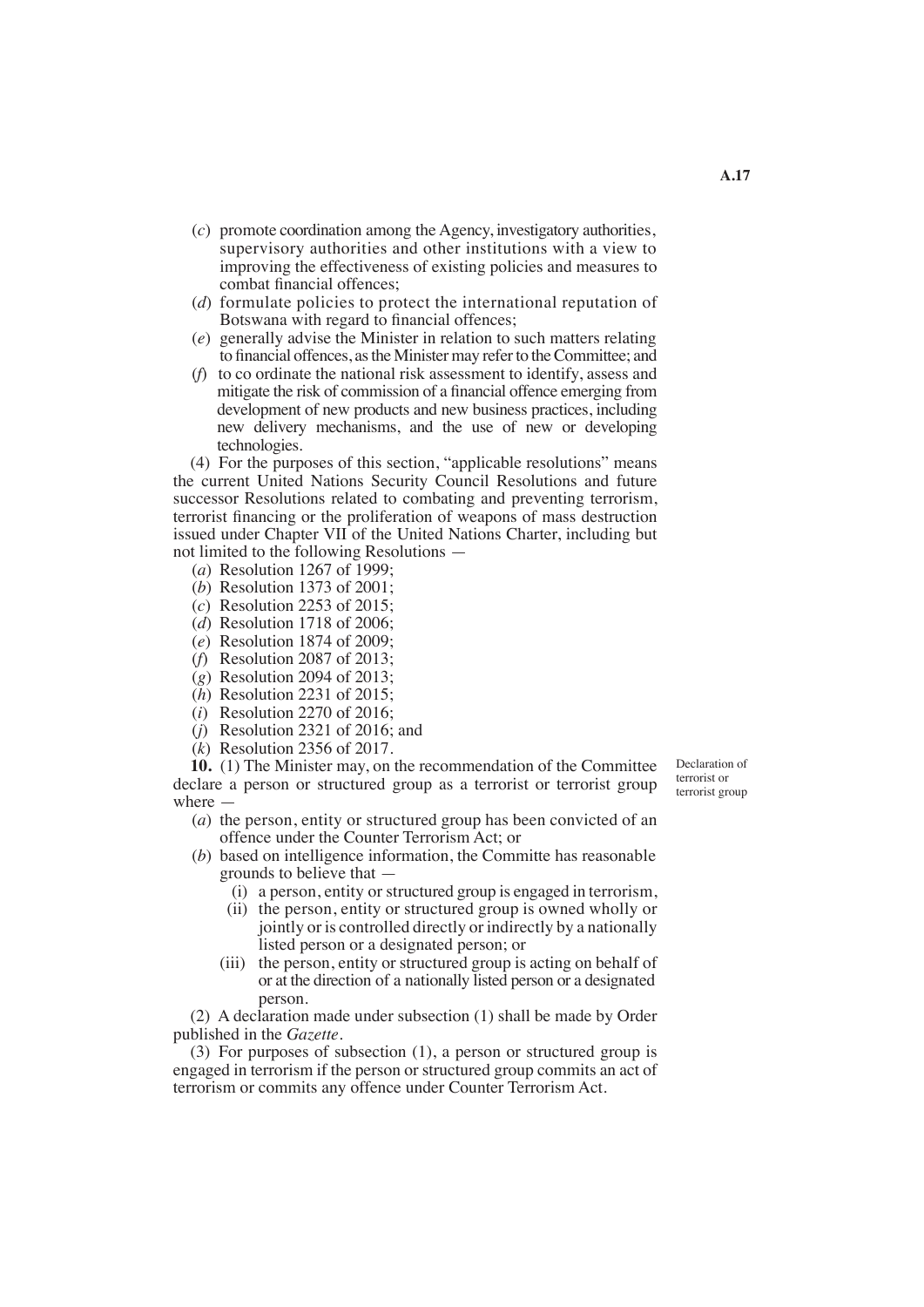(*c*) promote coordination among the Agency, investigatory authorities, supervisory authorities and other institutions with a view to improving the effectiveness of existing policies and measures to combat financial offences;

(*d*) formulate policies to protect the international reputation of Botswana with regard to financial offences;

(*e*) generally advise the Minister in relation to such matters relating to financial offences, as the Minister may refer to the Committee; and

(*f*) to co ordinate the national risk assessment to identify, assess and mitigate the risk of commission of a financial offence emerging from development of new products and new business practices, including new delivery mechanisms, and the use of new or developing technologies.

(4) For the purposes of this section, "applicable resolutions" means the current United Nations Security Council Resolutions and future successor Resolutions related to combating and preventing terrorism, terrorist financing or the proliferation of weapons of mass destruction issued under Chapter VII of the United Nations Charter, including but not limited to the following Resolutions —

(*a*) Resolution 1267 of 1999;

(*b*) Resolution 1373 of 2001;

(*c*) Resolution 2253 of 2015;

(*d*) Resolution 1718 of 2006;

(*e*) Resolution 1874 of 2009;

(*f*) Resolution 2087 of 2013;

(*g*) Resolution 2094 of 2013;

(*h*) Resolution 2231 of 2015;

(*i*) Resolution 2270 of 2016;

(*j*) Resolution 2321 of 2016; and

(*k*) Resolution 2356 of 2017.

Declaration of terrorist or terrorist group

**10.** (1) The Minister may, on the recommendation of the Committee declare a person or structured group as a terrorist or terrorist group where —

(*a*) the person, entity or structured group has been convicted of an offence under the Counter Terrorism Act; or

(*b*) based on intelligence information, the Committe has reasonable grounds to believe that —

(i) a person, entity or structured group is engaged in terrorism,

(ii) the person, entity or structured group is owned wholly or jointly or is controlled directly or indirectly by a nationally listed person or a designated person; or

(iii) the person, entity or structured group is acting on behalf of or at the direction of a nationally listed person or a designated person.

(2) A declaration made under subsection (1) shall be made by Order published in the *Gazette*.

(3) For purposes of subsection (1), a person or structured group is engaged in terrorism if the person or structured group commits an act of terrorism or commits any offence under Counter Terrorism Act.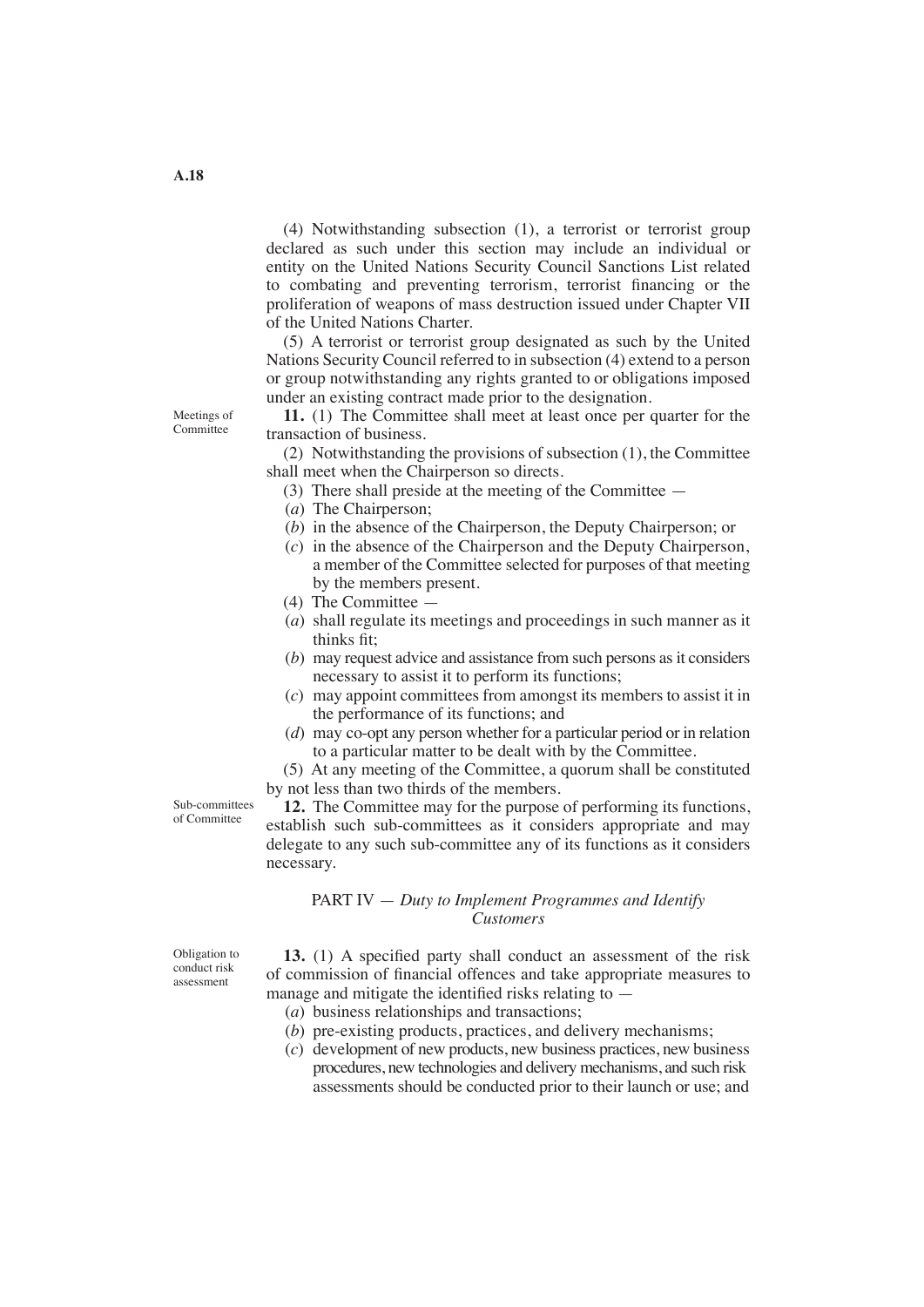(4) Notwithstanding subsection (1), a terrorist or terrorist group declared as such under this section may include an individual or entity on the United Nations Security Council Sanctions List related to combating and preventing terrorism, terrorist financing or the proliferation of weapons of mass destruction issued under Chapter VII of the United Nations Charter.

(5) A terrorist or terrorist group designated as such by the United Nations Security Council referred to in subsection (4) extend to a person or group notwithstanding any rights granted to or obligations imposed under an existing contract made prior to the designation.

Meetings of Committee

**11.** (1) The Committee shall meet at least once per quarter for the transaction of business.

(2) Notwithstanding the provisions of subsection (1), the Committee shall meet when the Chairperson so directs.

(3) There shall preside at the meeting of the Committee —

(*a*) The Chairperson;

(*b*) in the absence of the Chairperson, the Deputy Chairperson; or

(*c*) in the absence of the Chairperson and the Deputy Chairperson, a member of the Committee selected for purposes of that meeting by the members present.

(4) The Committee —

(*a*) shall regulate its meetings and proceedings in such manner as it thinks fit;

(*b*) may request advice and assistance from such persons as it considers necessary to assist it to perform its functions;

(*c*) may appoint committees from amongst its members to assist it in the performance of its functions; and

(*d*) may co-opt any person whether for a particular period or in relation to a particular matter to be dealt with by the Committee.

(5) At any meeting of the Committee, a quorum shall be constituted by not less than two thirds of the members.

Sub-committees of Committee

**12.** The Committee may for the purpose of performing its functions, establish such sub-committees as it considers appropriate and may delegate to any such sub-committee any of its functions as it considers necessary.

## PART IV — *Duty to Implement Programmes and Identify Customers*

Obligation to conduct risk assessment

**13.** (1) A specified party shall conduct an assessment of the risk of commission of financial offences and take appropriate measures to manage and mitigate the identified risks relating to —

(*a*) business relationships and transactions;

(*b*) pre-existing products, practices, and delivery mechanisms;

(*c*) development of new products, new business practices, new business procedures, new technologies and delivery mechanisms, and such risk assessments should be conducted prior to their launch or use; and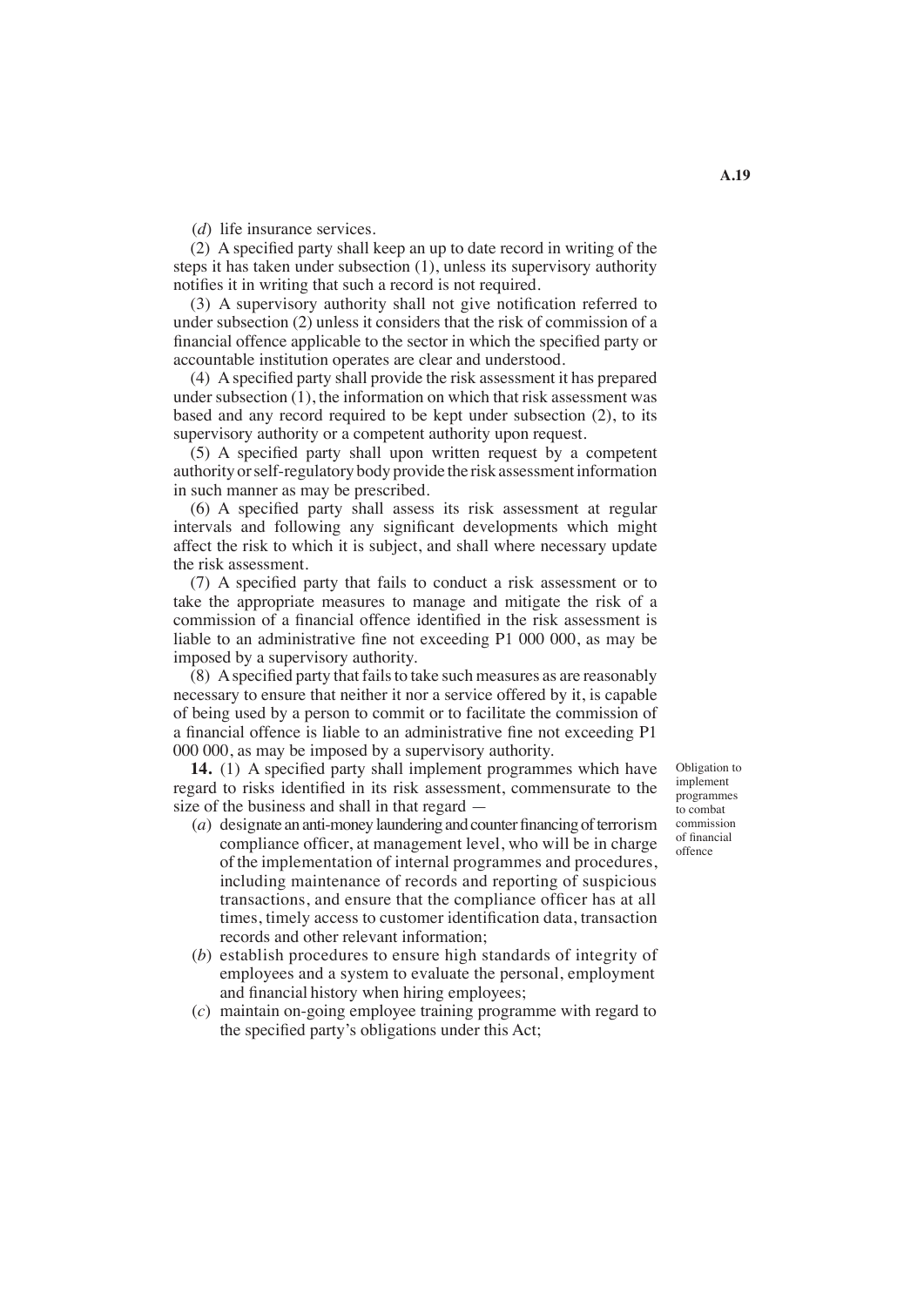(*d*) life insurance services.

(2) A specified party shall keep an up to date record in writing of the steps it has taken under subsection (1), unless its supervisory authority notifies it in writing that such a record is not required.

(3) A supervisory authority shall not give notification referred to under subsection (2) unless it considers that the risk of commission of a financial offence applicable to the sector in which the specified party or accountable institution operates are clear and understood.

(4) A specified party shall provide the risk assessment it has prepared under subsection (1), the information on which that risk assessment was based and any record required to be kept under subsection (2), to its supervisory authority or a competent authority upon request.

(5) A specified party shall upon written request by a competent authority or self-regulatory body provide the risk assessment information in such manner as may be prescribed.

(6) A specified party shall assess its risk assessment at regular intervals and following any significant developments which might affect the risk to which it is subject, and shall where necessary update the risk assessment.

(7) A specified party that fails to conduct a risk assessment or to take the appropriate measures to manage and mitigate the risk of a commission of a financial offence identified in the risk assessment is liable to an administrative fine not exceeding P1 000 000, as may be imposed by a supervisory authority.

(8) A specified party that fails to take such measures as are reasonably necessary to ensure that neither it nor a service offered by it, is capable of being used by a person to commit or to facilitate the commission of a financial offence is liable to an administrative fine not exceeding P1 000 000, as may be imposed by a supervisory authority.

*Obligation to implement programmes to combat commission of financial offence*

**14.** (1) A specified party shall implement programmes which have regard to risks identified in its risk assessment, commensurate to the size of the business and shall in that regard —

(*a*) designate an anti-money laundering and counter financing of terrorism compliance officer, at management level, who will be in charge of the implementation of internal programmes and procedures, including maintenance of records and reporting of suspicious transactions, and ensure that the compliance officer has at all times, timely access to customer identification data, transaction records and other relevant information;

(*b*) establish procedures to ensure high standards of integrity of employees and a system to evaluate the personal, employment and financial history when hiring employees;

(*c*) maintain on-going employee training programme with regard to the specified party's obligations under this Act;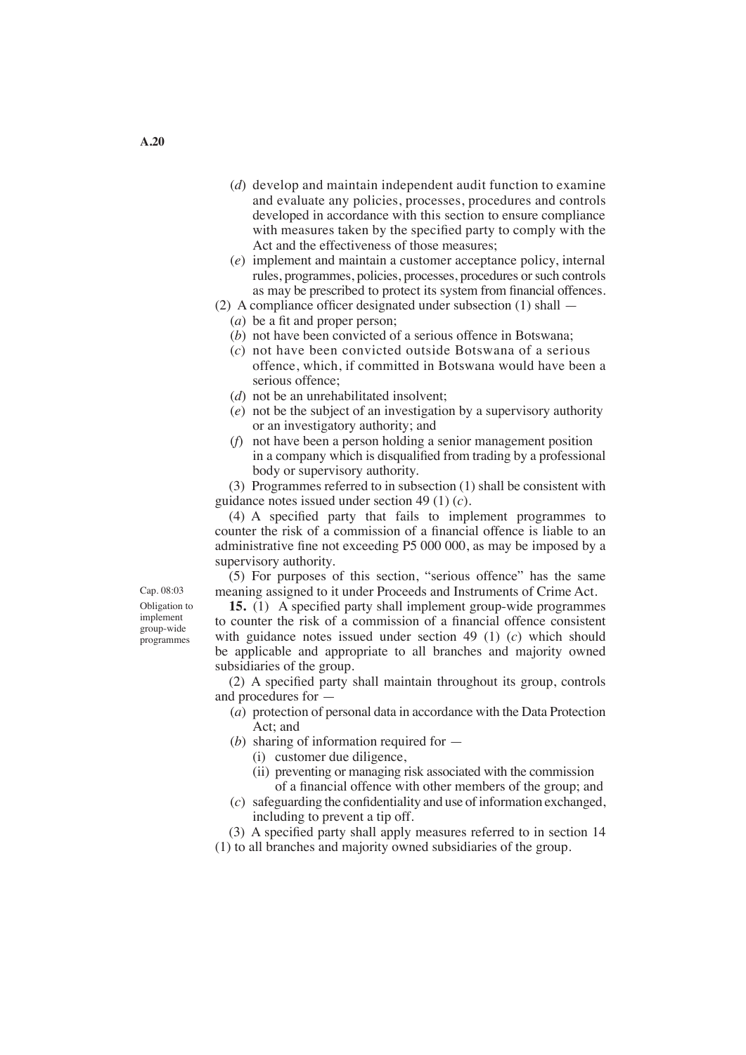(*d*) develop and maintain independent audit function to examine and evaluate any policies, processes, procedures and controls developed in accordance with this section to ensure compliance with measures taken by the specified party to comply with the Act and the effectiveness of those measures;

(*e*) implement and maintain a customer acceptance policy, internal rules, programmes, policies, processes, procedures or such controls as may be prescribed to protect its system from financial offences.

(2) A compliance officer designated under subsection (1) shall —

(*a*) be a fit and proper person;

(*b*) not have been convicted of a serious offence in Botswana;

(*c*) not have been convicted outside Botswana of a serious offence, which, if committed in Botswana would have been a serious offence;

(*d*) not be an unrehabilitated insolvent;

(*e*) not be the subject of an investigation by a supervisory authority or an investigatory authority; and

(*f*) not have been a person holding a senior management position in a company which is disqualified from trading by a professional body or supervisory authority.

(3) Programmes referred to in subsection (1) shall be consistent with guidance notes issued under section 49 (1) (*c*).

(4) A specified party that fails to implement programmes to counter the risk of a commission of a financial offence is liable to an administrative fine not exceeding P5 000 000, as may be imposed by a supervisory authority.

(5) For purposes of this section, "serious offence" has the same meaning assigned to it under Proceeds and Instruments of Crime Act. Cap. 08:03

Obligation to implement group-wide programmes

**15.** (1) A specified party shall implement group-wide programmes to counter the risk of a commission of a financial offence consistent with guidance notes issued under section 49 (1) (*c*) which should be applicable and appropriate to all branches and majority owned subsidiaries of the group.

(2) A specified party shall maintain throughout its group, controls and procedures for —

(*a*) protection of personal data in accordance with the Data Protection Act; and

(*b*) sharing of information required for —

(i) customer due diligence,

(ii) preventing or managing risk associated with the commission of a financial offence with other members of the group; and

(*c*) safeguarding the confidentiality and use of information exchanged, including to prevent a tip off.

(3) A specified party shall apply measures referred to in section 14 (1) to all branches and majority owned subsidiaries of the group.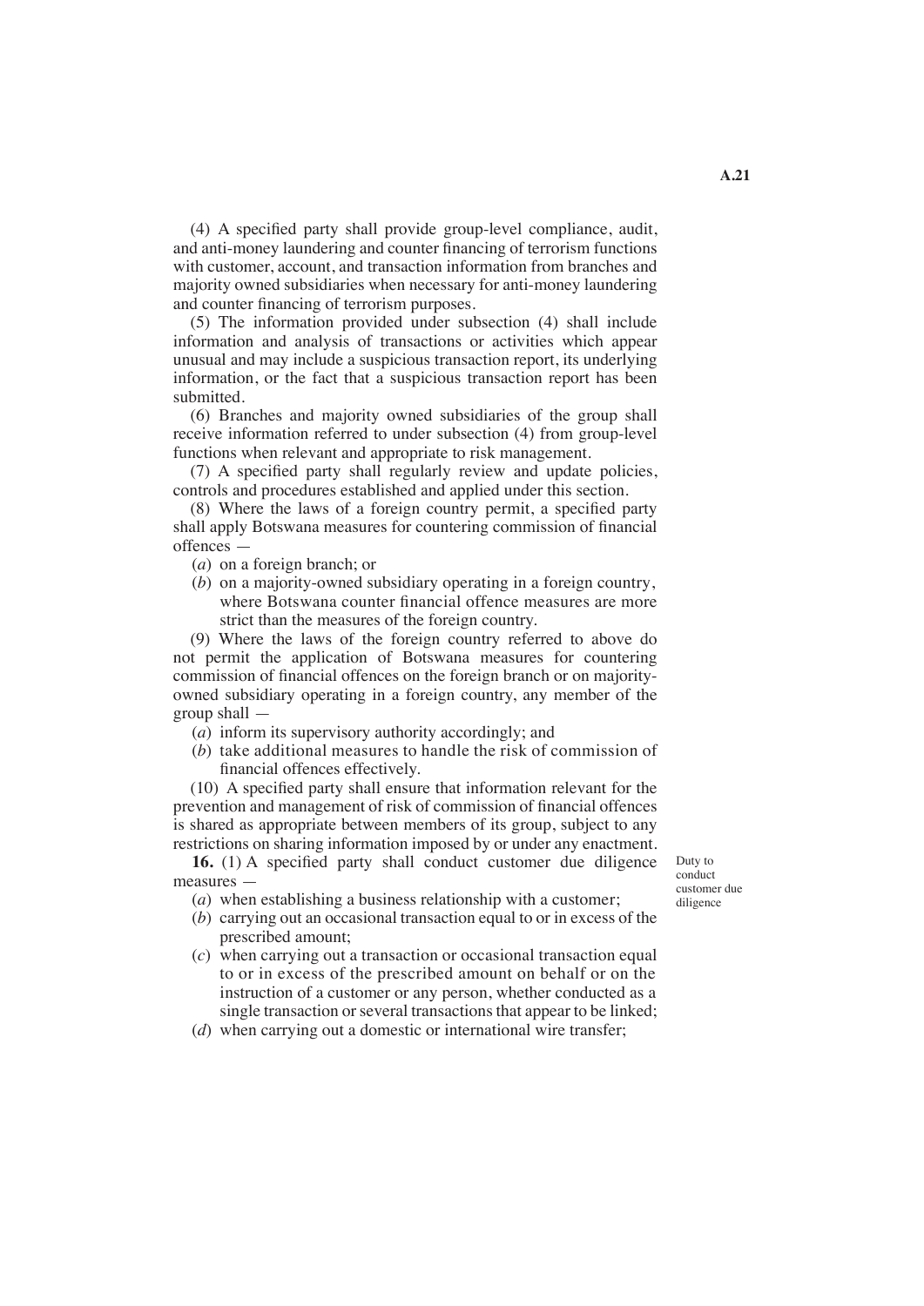(4) A specified party shall provide group-level compliance, audit, and anti-money laundering and counter financing of terrorism functions with customer, account, and transaction information from branches and majority owned subsidiaries when necessary for anti-money laundering and counter financing of terrorism purposes.

(5) The information provided under subsection (4) shall include information and analysis of transactions or activities which appear unusual and may include a suspicious transaction report, its underlying information, or the fact that a suspicious transaction report has been submitted.

(6) Branches and majority owned subsidiaries of the group shall receive information referred to under subsection (4) from group-level functions when relevant and appropriate to risk management.

(7) A specified party shall regularly review and update policies, controls and procedures established and applied under this section.

(8) Where the laws of a foreign country permit, a specified party shall apply Botswana measures for countering commission of financial offences —

(*a*) on a foreign branch; or

(*b*) on a majority-owned subsidiary operating in a foreign country, where Botswana counter financial offence measures are more strict than the measures of the foreign country.

(9) Where the laws of the foreign country referred to above do not permit the application of Botswana measures for countering commission of financial offences on the foreign branch or on majority-owned subsidiary operating in a foreign country, any member of the group shall —

(*a*) inform its supervisory authority accordingly; and

(*b*) take additional measures to handle the risk of commission of financial offences effectively.

(10) A specified party shall ensure that information relevant for the prevention and management of risk of commission of financial offences is shared as appropriate between members of its group, subject to any restrictions on sharing information imposed by or under any enactment.

Duty to conduct customer due diligence

**16.** (1) A specified party shall conduct customer due diligence measures —

(*a*) when establishing a business relationship with a customer;

(*b*) carrying out an occasional transaction equal to or in excess of the prescribed amount;

(*c*) when carrying out a transaction or occasional transaction equal to or in excess of the prescribed amount on behalf or on the instruction of a customer or any person, whether conducted as a single transaction or several transactions that appear to be linked;

(*d*) when carrying out a domestic or international wire transfer;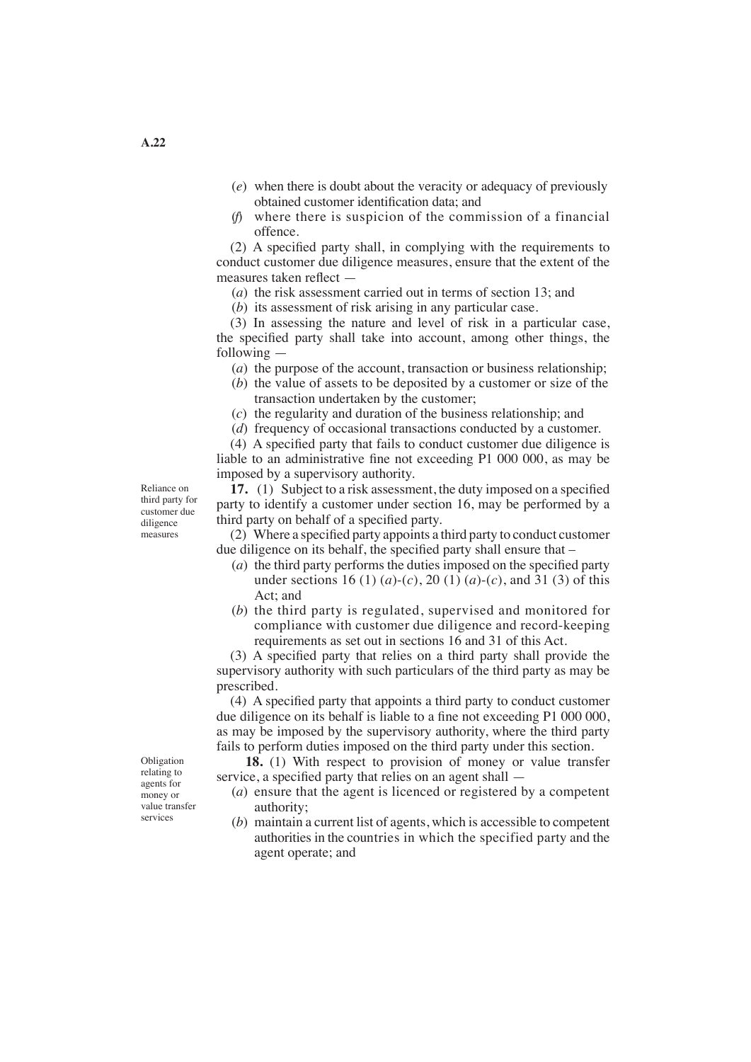(*e*) when there is doubt about the veracity or adequacy of previously obtained customer identification data; and

(*f*) where there is suspicion of the commission of a financial offence.

(2) A specified party shall, in complying with the requirements to conduct customer due diligence measures, ensure that the extent of the measures taken reflect —

(*a*) the risk assessment carried out in terms of section 13; and

(*b*) its assessment of risk arising in any particular case.

(3) In assessing the nature and level of risk in a particular case, the specified party shall take into account, among other things, the following —

(*a*) the purpose of the account, transaction or business relationship;

(*b*) the value of assets to be deposited by a customer or size of the transaction undertaken by the customer;

(*c*) the regularity and duration of the business relationship; and

(*d*) frequency of occasional transactions conducted by a customer.

(4) A specified party that fails to conduct customer due diligence is liable to an administrative fine not exceeding P1 000 000, as may be imposed by a supervisory authority.

*Reliance on third party for customer due diligence measures*

**17.** (1) Subject to a risk assessment, the duty imposed on a specified party to identify a customer under section 16, may be performed by a third party on behalf of a specified party.

(2) Where a specified party appoints a third party to conduct customer due diligence on its behalf, the specified party shall ensure that –

(*a*) the third party performs the duties imposed on the specified party under sections 16 (1) (*a*)-(*c*), 20 (1) (*a*)-(*c*), and 31 (3) of this Act; and

(*b*) the third party is regulated, supervised and monitored for compliance with customer due diligence and record-keeping requirements as set out in sections 16 and 31 of this Act.

(3) A specified party that relies on a third party shall provide the supervisory authority with such particulars of the third party as may be prescribed.

(4) A specified party that appoints a third party to conduct customer due diligence on its behalf is liable to a fine not exceeding P1 000 000, as may be imposed by the supervisory authority, where the third party fails to perform duties imposed on the third party under this section.

*Obligation relating to agents for money or value transfer services*

**18.** (1) With respect to provision of money or value transfer service, a specified party that relies on an agent shall —

(*a*) ensure that the agent is licenced or registered by a competent authority;

(*b*) maintain a current list of agents, which is accessible to competent authorities in the countries in which the specified party and the agent operate; and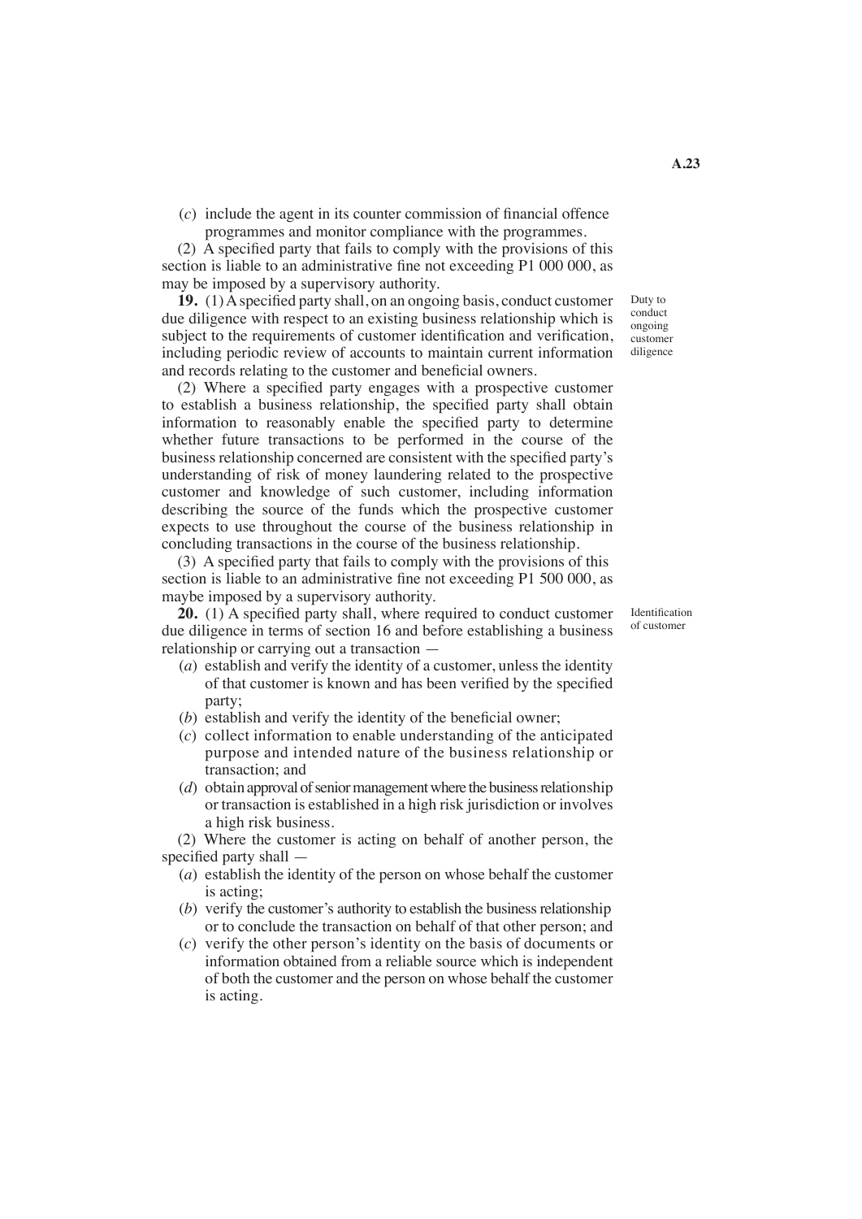(*c*) include the agent in its counter commission of financial offence programmes and monitor compliance with the programmes.

(2) A specified party that fails to comply with the provisions of this section is liable to an administrative fine not exceeding P1 000 000, as may be imposed by a supervisory authority.

Duty to conduct ongoing customer diligence

**19.** (1) A specified party shall, on an ongoing basis, conduct customer due diligence with respect to an existing business relationship which is subject to the requirements of customer identification and verification, including periodic review of accounts to maintain current information and records relating to the customer and beneficial owners.

(2) Where a specified party engages with a prospective customer to establish a business relationship, the specified party shall obtain information to reasonably enable the specified party to determine whether future transactions to be performed in the course of the business relationship concerned are consistent with the specified party's understanding of risk of money laundering related to the prospective customer and knowledge of such customer, including information describing the source of the funds which the prospective customer expects to use throughout the course of the business relationship in concluding transactions in the course of the business relationship.

(3) A specified party that fails to comply with the provisions of this section is liable to an administrative fine not exceeding P1 500 000, as maybe imposed by a supervisory authority.

Identification of customer

**20.** (1) A specified party shall, where required to conduct customer due diligence in terms of section 16 and before establishing a business relationship or carrying out a transaction —

(*a*) establish and verify the identity of a customer, unless the identity of that customer is known and has been verified by the specified party;

(*b*) establish and verify the identity of the beneficial owner;

(*c*) collect information to enable understanding of the anticipated purpose and intended nature of the business relationship or transaction; and

(*d*) obtain approval of senior management where the business relationship or transaction is established in a high risk jurisdiction or involves a high risk business.

(2) Where the customer is acting on behalf of another person, the specified party shall —

(*a*) establish the identity of the person on whose behalf the customer is acting;

(*b*) verify the customer's authority to establish the business relationship or to conclude the transaction on behalf of that other person; and

(*c*) verify the other person's identity on the basis of documents or information obtained from a reliable source which is independent of both the customer and the person on whose behalf the customer is acting.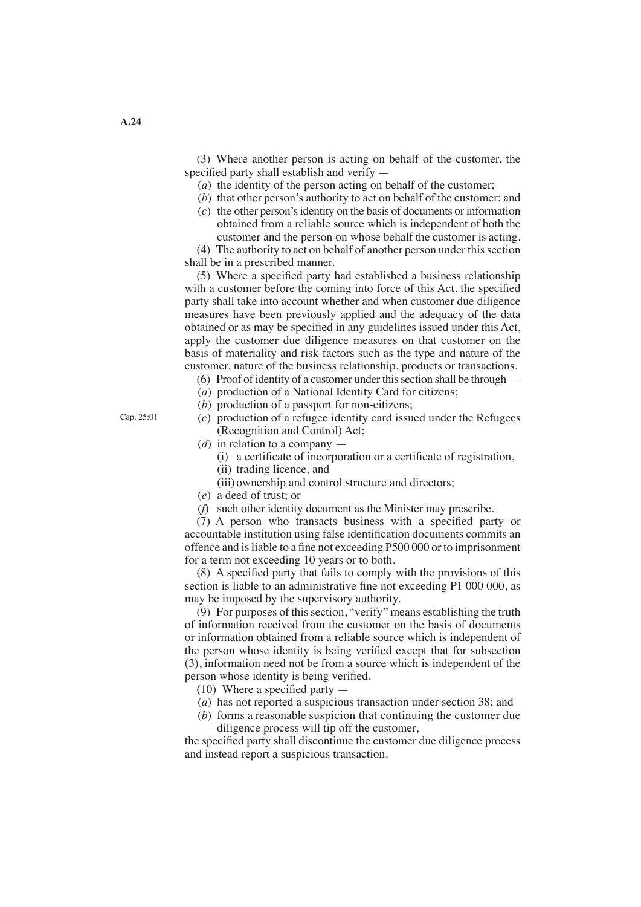(3) Where another person is acting on behalf of the customer, the specified party shall establish and verify —

(*a*) the identity of the person acting on behalf of the customer;

(*b*) that other person's authority to act on behalf of the customer; and

(*c*) the other person's identity on the basis of documents or information obtained from a reliable source which is independent of both the customer and the person on whose behalf the customer is acting.

(4) The authority to act on behalf of another person under this section shall be in a prescribed manner.

(5) Where a specified party had established a business relationship with a customer before the coming into force of this Act, the specified party shall take into account whether and when customer due diligence measures have been previously applied and the adequacy of the data obtained or as may be specified in any guidelines issued under this Act, apply the customer due diligence measures on that customer on the basis of materiality and risk factors such as the type and nature of the customer, nature of the business relationship, products or transactions.

(6) Proof of identity of a customer under this section shall be through —

(*a*) production of a National Identity Card for citizens;

(*b*) production of a passport for non-citizens;

(*c*) production of a refugee identity card issued under the Refugees (Recognition and Control) Act; Cap. 25:01

(*d*) in relation to a company —

(i) a certificate of incorporation or a certificate of registration,

(ii) trading licence, and

(iii) ownership and control structure and directors;

(*e*) a deed of trust; or

(*f*) such other identity document as the Minister may prescribe.

(7) A person who transacts business with a specified party or accountable institution using false identification documents commits an offence and is liable to a fine not exceeding P500 000 or to imprisonment for a term not exceeding 10 years or to both.

(8) A specified party that fails to comply with the provisions of this section is liable to an administrative fine not exceeding P1 000 000, as may be imposed by the supervisory authority.

(9) For purposes of this section, "verify" means establishing the truth of information received from the customer on the basis of documents or information obtained from a reliable source which is independent of the person whose identity is being verified except that for subsection (3), information need not be from a source which is independent of the person whose identity is being verified.

(10) Where a specified party —

(*a*) has not reported a suspicious transaction under section 38; and

(*b*) forms a reasonable suspicion that continuing the customer due diligence process will tip off the customer,

the specified party shall discontinue the customer due diligence process and instead report a suspicious transaction.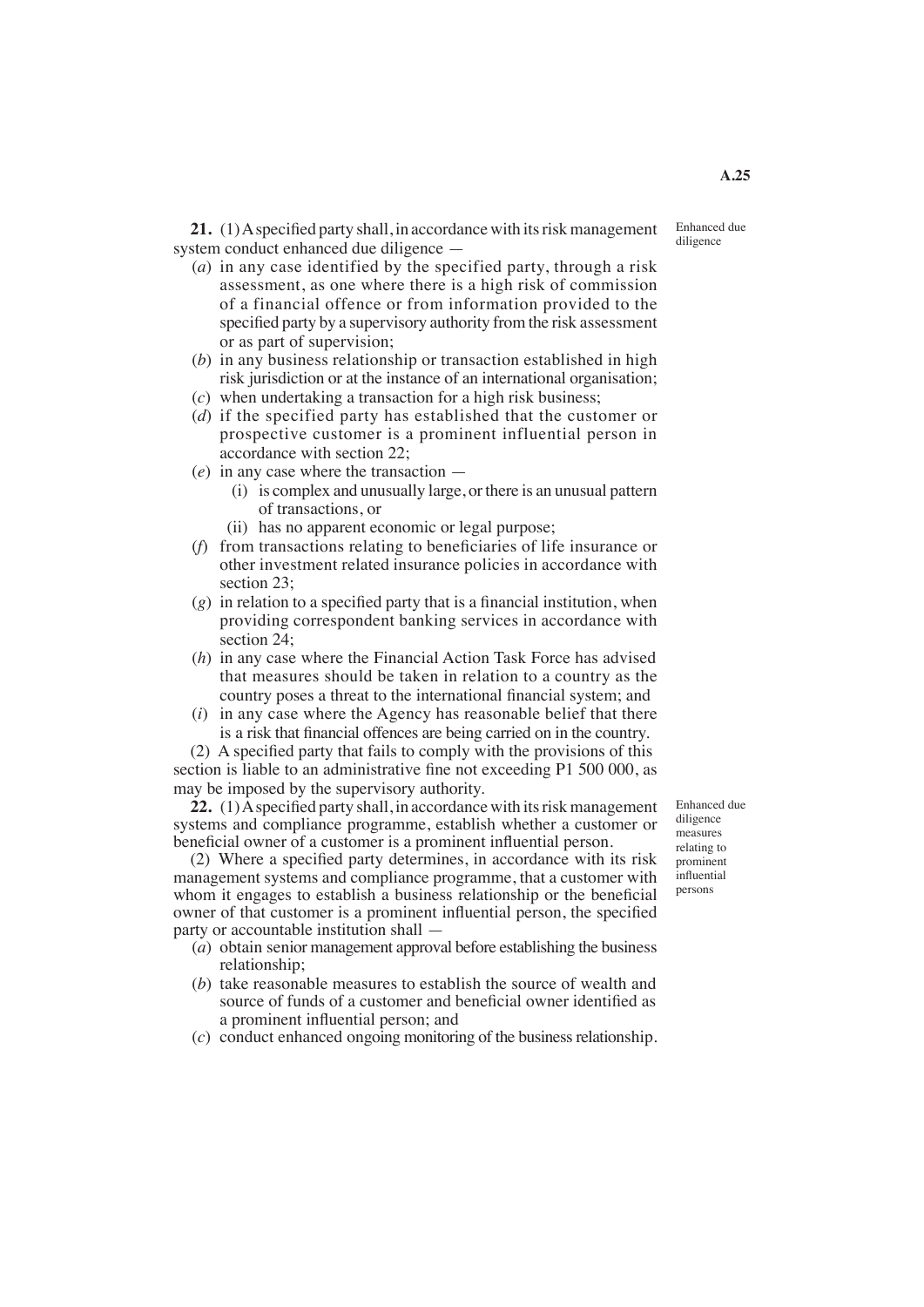**21.** (1) A specified party shall, in accordance with its risk management system conduct enhanced due diligence —

Enhanced due diligence

(*a*) in any case identified by the specified party, through a risk assessment, as one where there is a high risk of commission of a financial offence or from information provided to the specified party by a supervisory authority from the risk assessment or as part of supervision;

(*b*) in any business relationship or transaction established in high risk jurisdiction or at the instance of an international organisation;

(*c*) when undertaking a transaction for a high risk business;

(*d*) if the specified party has established that the customer or prospective customer is a prominent influential person in accordance with section 22;

(*e*) in any case where the transaction —

(i) is complex and unusually large, or there is an unusual pattern of transactions, or

(ii) has no apparent economic or legal purpose;

(*f*) from transactions relating to beneficiaries of life insurance or other investment related insurance policies in accordance with section 23;

(*g*) in relation to a specified party that is a financial institution, when providing correspondent banking services in accordance with section 24;

(*h*) in any case where the Financial Action Task Force has advised that measures should be taken in relation to a country as the country poses a threat to the international financial system; and

(*i*) in any case where the Agency has reasonable belief that there is a risk that financial offences are being carried on in the country.

(2) A specified party that fails to comply with the provisions of this section is liable to an administrative fine not exceeding P1 500 000, as may be imposed by the supervisory authority.

**22.** (1) A specified party shall, in accordance with its risk management systems and compliance programme, establish whether a customer or beneficial owner of a customer is a prominent influential person.

Enhanced due diligence measures relating to prominent influential persons

(2) Where a specified party determines, in accordance with its risk management systems and compliance programme, that a customer with whom it engages to establish a business relationship or the beneficial owner of that customer is a prominent influential person, the specified party or accountable institution shall —

(*a*) obtain senior management approval before establishing the business relationship;

(*b*) take reasonable measures to establish the source of wealth and source of funds of a customer and beneficial owner identified as a prominent influential person; and

(*c*) conduct enhanced ongoing monitoring of the business relationship.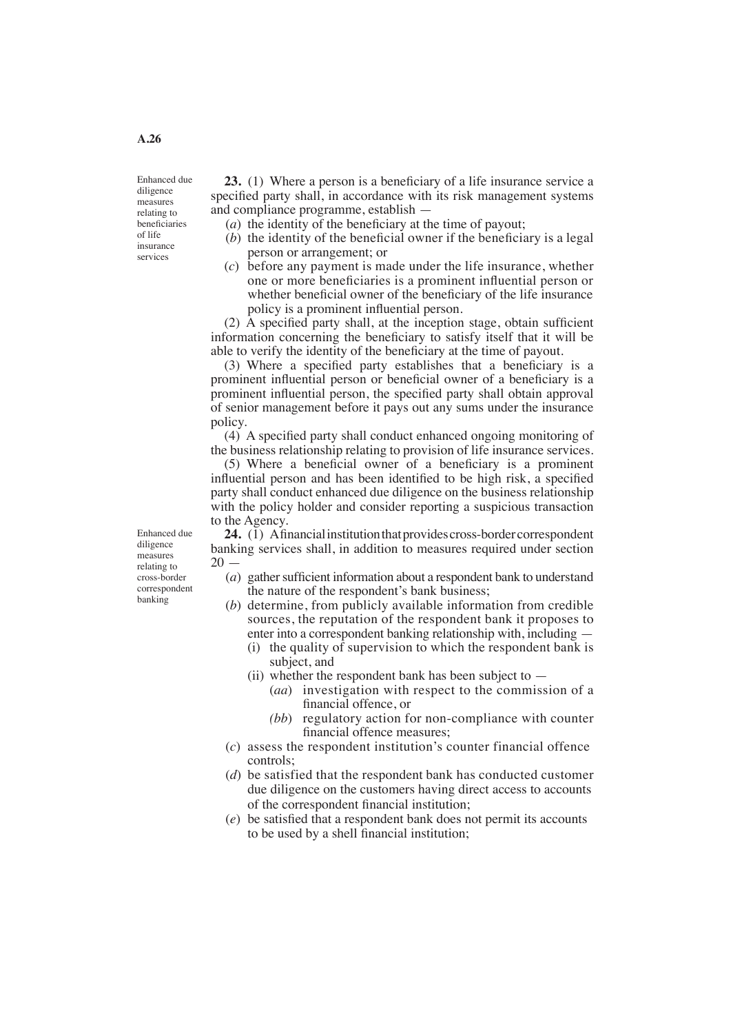**Enhanced due diligence measures relating to beneficiaries of life insurance services**

**23.** (1) Where a person is a beneficiary of a life insurance service a specified party shall, in accordance with its risk management systems and compliance programme, establish —

(*a*) the identity of the beneficiary at the time of payout;

(*b*) the identity of the beneficial owner if the beneficiary is a legal person or arrangement; or

(*c*) before any payment is made under the life insurance, whether one or more beneficiaries is a prominent influential person or whether beneficial owner of the beneficiary of the life insurance policy is a prominent influential person.

(2) A specified party shall, at the inception stage, obtain sufficient information concerning the beneficiary to satisfy itself that it will be able to verify the identity of the beneficiary at the time of payout.

(3) Where a specified party establishes that a beneficiary is a prominent influential person or beneficial owner of a beneficiary is a prominent influential person, the specified party shall obtain approval of senior management before it pays out any sums under the insurance policy.

(4) A specified party shall conduct enhanced ongoing monitoring of the business relationship relating to provision of life insurance services.

(5) Where a beneficial owner of a beneficiary is a prominent influential person and has been identified to be high risk, a specified party shall conduct enhanced due diligence on the business relationship with the policy holder and consider reporting a suspicious transaction to the Agency.

**Enhanced due diligence measures relating to cross-border correspondent banking**

**24.** (1) A financial institution that provides cross-border correspondent banking services shall, in addition to measures required under section 20 —

(*a*) gather sufficient information about a respondent bank to understand the nature of the respondent's bank business;

(*b*) determine, from publicly available information from credible sources, the reputation of the respondent bank it proposes to enter into a correspondent banking relationship with, including —

(i) the quality of supervision to which the respondent bank is subject, and

(ii) whether the respondent bank has been subject to —

(*aa*) investigation with respect to the commission of a financial offence, or

(*bb*) regulatory action for non-compliance with counter financial offence measures;

(*c*) assess the respondent institution's counter financial offence controls;

(*d*) be satisfied that the respondent bank has conducted customer due diligence on the customers having direct access to accounts of the correspondent financial institution;

(*e*) be satisfied that a respondent bank does not permit its accounts to be used by a shell financial institution;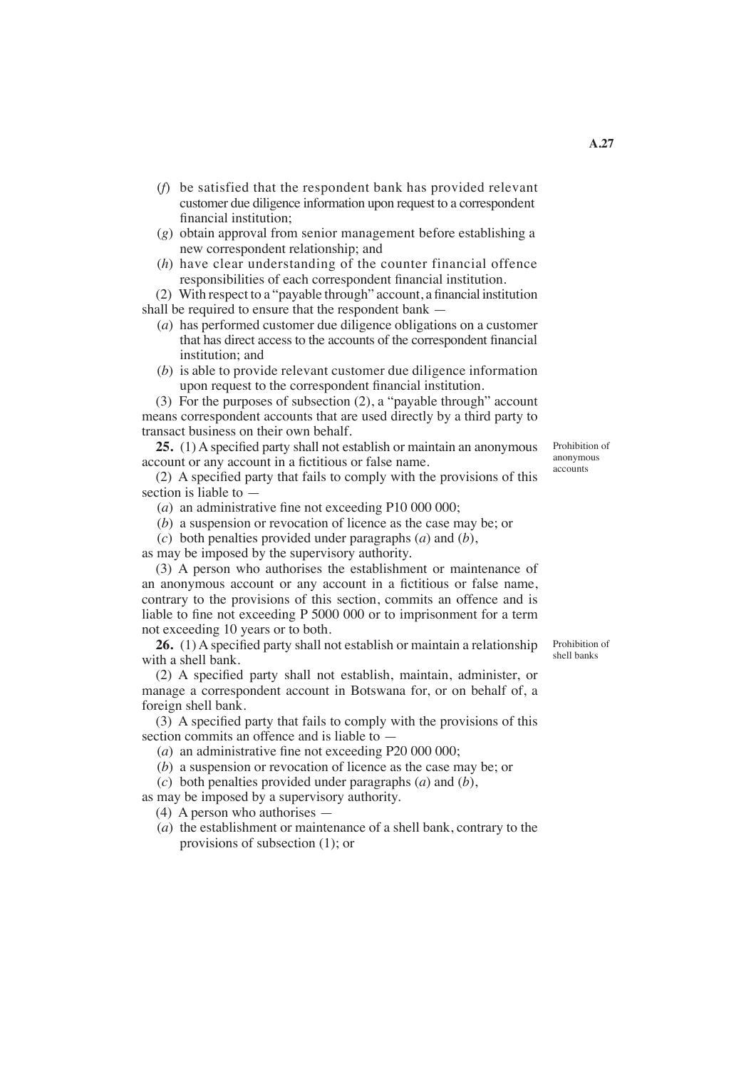(*f*) be satisfied that the respondent bank has provided relevant customer due diligence information upon request to a correspondent financial institution;

(*g*) obtain approval from senior management before establishing a new correspondent relationship; and

(*h*) have clear understanding of the counter financial offence responsibilities of each correspondent financial institution.

(2) With respect to a "payable through" account, a financial institution shall be required to ensure that the respondent bank —

(*a*) has performed customer due diligence obligations on a customer that has direct access to the accounts of the correspondent financial institution; and

(*b*) is able to provide relevant customer due diligence information upon request to the correspondent financial institution.

(3) For the purposes of subsection (2), a "payable through" account means correspondent accounts that are used directly by a third party to transact business on their own behalf.

Prohibition of anonymous accounts

**25.** (1) A specified party shall not establish or maintain an anonymous account or any account in a fictitious or false name.

(2) A specified party that fails to comply with the provisions of this section is liable to —

(*a*) an administrative fine not exceeding P10 000 000;

(*b*) a suspension or revocation of licence as the case may be; or

(*c*) both penalties provided under paragraphs (*a*) and (*b*),

as may be imposed by the supervisory authority.

(3) A person who authorises the establishment or maintenance of an anonymous account or any account in a fictitious or false name, contrary to the provisions of this section, commits an offence and is liable to fine not exceeding P 5000 000 or to imprisonment for a term not exceeding 10 years or to both.

Prohibition of shell banks

**26.** (1) A specified party shall not establish or maintain a relationship with a shell bank.

(2) A specified party shall not establish, maintain, administer, or manage a correspondent account in Botswana for, or on behalf of, a foreign shell bank.

(3) A specified party that fails to comply with the provisions of this section commits an offence and is liable to —

(*a*) an administrative fine not exceeding P20 000 000;

(*b*) a suspension or revocation of licence as the case may be; or

(*c*) both penalties provided under paragraphs (*a*) and (*b*),

as may be imposed by a supervisory authority.

(4) A person who authorises —

(*a*) the establishment or maintenance of a shell bank, contrary to the provisions of subsection (1); or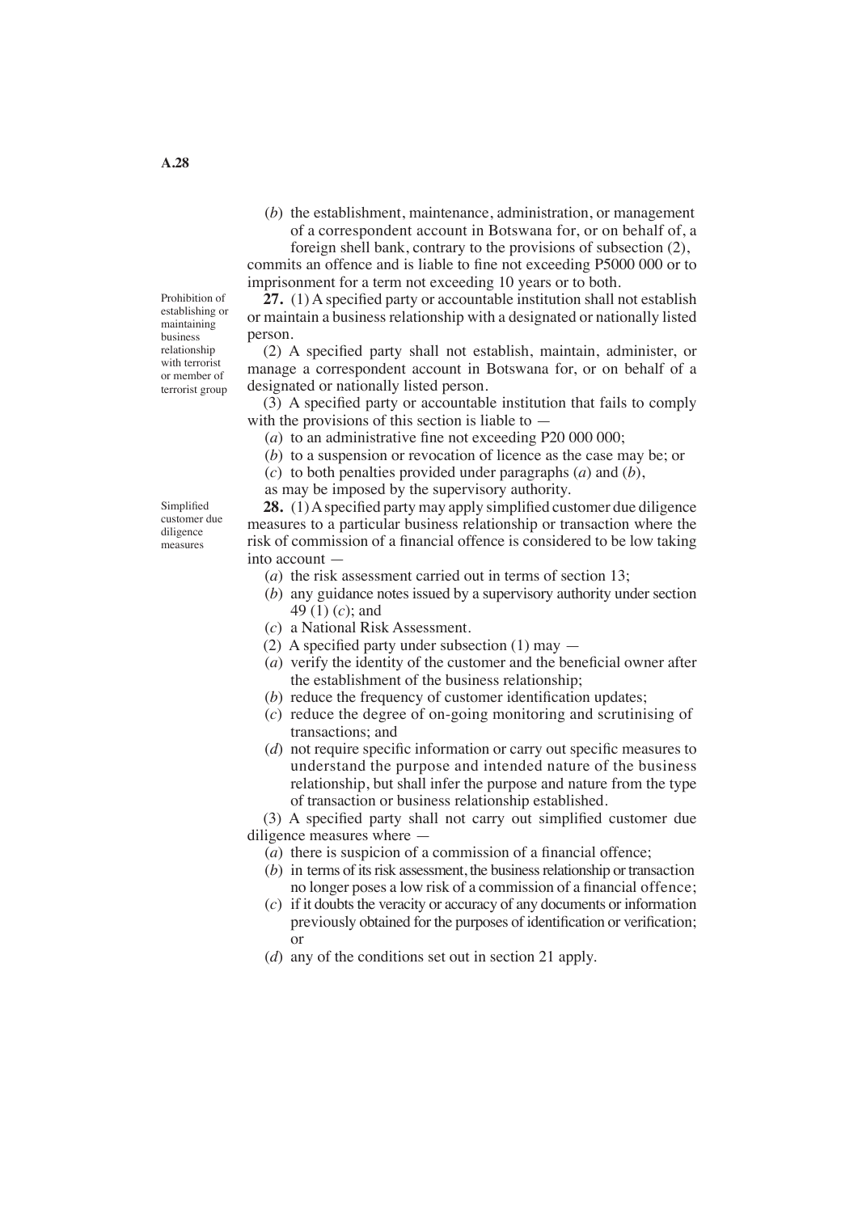(*b*) the establishment, maintenance, administration, or management of a correspondent account in Botswana for, or on behalf of, a foreign shell bank, contrary to the provisions of subsection (2),

commits an offence and is liable to fine not exceeding P5000 000 or to imprisonment for a term not exceeding 10 years or to both.

Prohibition of establishing or maintaining business relationship with terrorist or member of terrorist group

**27.** (1) A specified party or accountable institution shall not establish or maintain a business relationship with a designated or nationally listed person.

(2) A specified party shall not establish, maintain, administer, or manage a correspondent account in Botswana for, or on behalf of a designated or nationally listed person.

(3) A specified party or accountable institution that fails to comply with the provisions of this section is liable to —

(*a*) to an administrative fine not exceeding P20 000 000;

(*b*) to a suspension or revocation of licence as the case may be; or

(*c*) to both penalties provided under paragraphs (*a*) and (*b*),

as may be imposed by the supervisory authority.

Simplified customer due diligence measures

**28.** (1) A specified party may apply simplified customer due diligence measures to a particular business relationship or transaction where the risk of commission of a financial offence is considered to be low taking into account —

(*a*) the risk assessment carried out in terms of section 13;

(*b*) any guidance notes issued by a supervisory authority under section 49 (1) (*c*); and

(*c*) a National Risk Assessment.

(2) A specified party under subsection (1) may —

(*a*) verify the identity of the customer and the beneficial owner after the establishment of the business relationship;

(*b*) reduce the frequency of customer identification updates;

(*c*) reduce the degree of on-going monitoring and scrutinising of transactions; and

(*d*) not require specific information or carry out specific measures to understand the purpose and intended nature of the business relationship, but shall infer the purpose and nature from the type of transaction or business relationship established.

(3) A specified party shall not carry out simplified customer due diligence measures where —

(*a*) there is suspicion of a commission of a financial offence;

(*b*) in terms of its risk assessment, the business relationship or transaction no longer poses a low risk of a commission of a financial offence;

(*c*) if it doubts the veracity or accuracy of any documents or information previously obtained for the purposes of identification or verification; or

(*d*) any of the conditions set out in section 21 apply.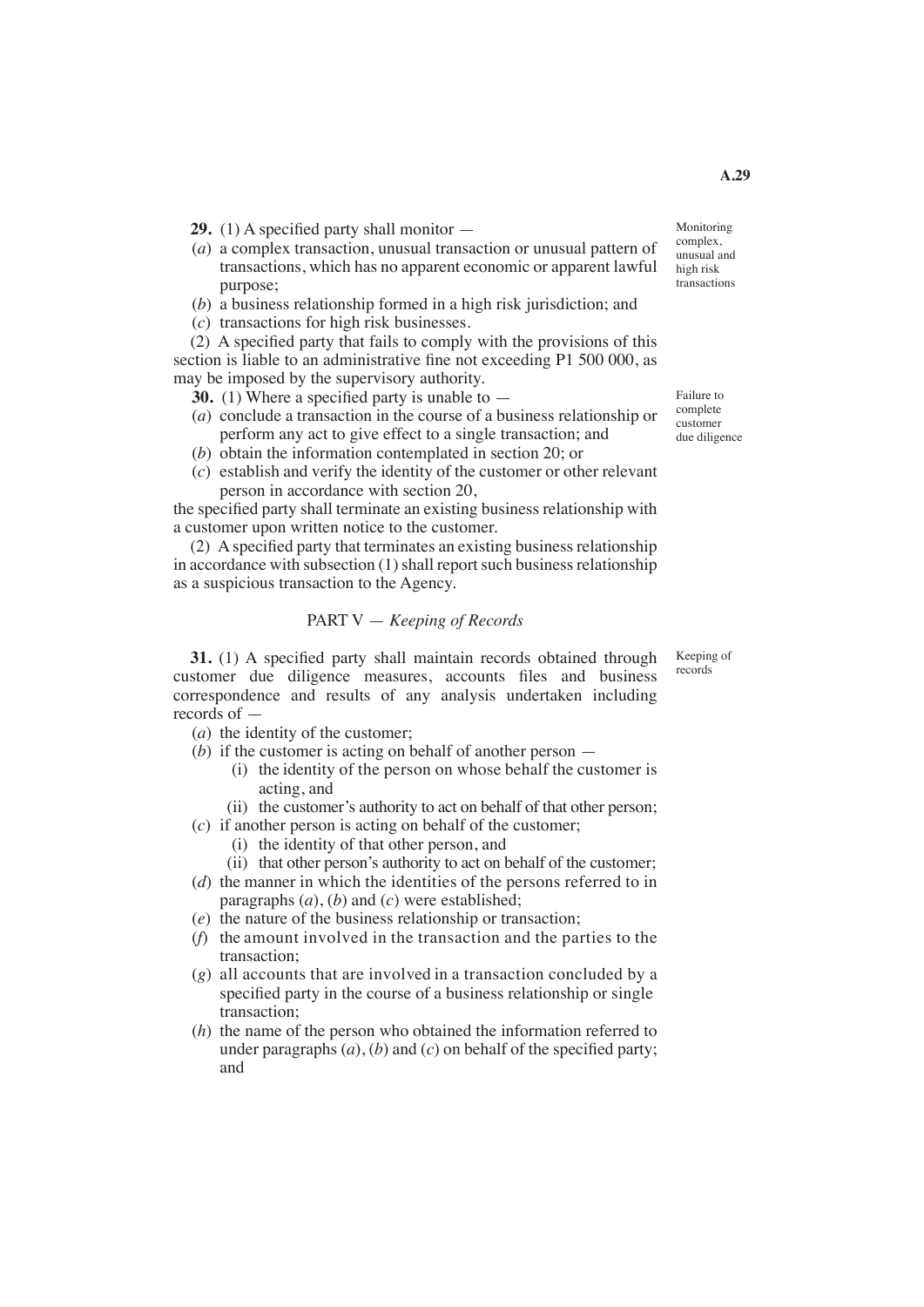**29.** (1) A specified party shall monitor —

(*a*) a complex transaction, unusual transaction or unusual pattern of transactions, which has no apparent economic or apparent lawful purpose;

(*b*) a business relationship formed in a high risk jurisdiction; and

(*c*) transactions for high risk businesses.

(2) A specified party that fails to comply with the provisions of this section is liable to an administrative fine not exceeding P1 500 000, as may be imposed by the supervisory authority.

Monitoring complex, unusual and high risk transactions

**30.** (1) Where a specified party is unable to —

(*a*) conclude a transaction in the course of a business relationship or perform any act to give effect to a single transaction; and

(*b*) obtain the information contemplated in section 20; or

(*c*) establish and verify the identity of the customer or other relevant person in accordance with section 20,

the specified party shall terminate an existing business relationship with a customer upon written notice to the customer.

(2) A specified party that terminates an existing business relationship in accordance with subsection (1) shall report such business relationship as a suspicious transaction to the Agency.

Failure to complete customer due diligence

## PART V — *Keeping of Records*

**31.** (1) A specified party shall maintain records obtained through customer due diligence measures, accounts files and business correspondence and results of any analysis undertaken including records of —

Keeping of records

(*a*) the identity of the customer;

(*b*) if the customer is acting on behalf of another person —

  (i) the identity of the person on whose behalf the customer is acting, and

  (ii) the customer's authority to act on behalf of that other person;

(*c*) if another person is acting on behalf of the customer;

  (i) the identity of that other person, and

  (ii) that other person's authority to act on behalf of the customer;

(*d*) the manner in which the identities of the persons referred to in paragraphs (*a*), (*b*) and (*c*) were established;

(*e*) the nature of the business relationship or transaction;

(*f*) the amount involved in the transaction and the parties to the transaction;

(*g*) all accounts that are involved in a transaction concluded by a specified party in the course of a business relationship or single transaction;

(*h*) the name of the person who obtained the information referred to under paragraphs (*a*), (*b*) and (*c*) on behalf of the specified party; and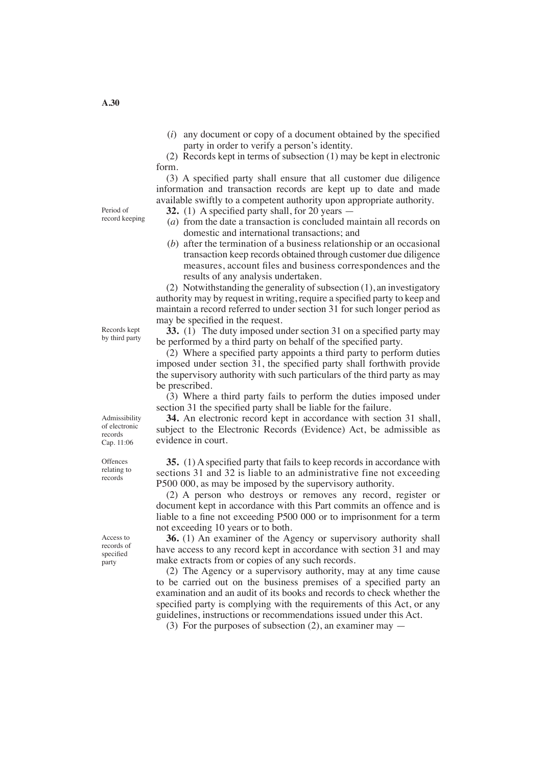(*i*) any document or copy of a document obtained by the specified party in order to verify a person's identity.

(2) Records kept in terms of subsection (1) may be kept in electronic form.

(3) A specified party shall ensure that all customer due diligence information and transaction records are kept up to date and made available swiftly to a competent authority upon appropriate authority.

Period of record keeping

**32.** (1) A specified party shall, for 20 years —

(*a*) from the date a transaction is concluded maintain all records on domestic and international transactions; and

(*b*) after the termination of a business relationship or an occasional transaction keep records obtained through customer due diligence measures, account files and business correspondences and the results of any analysis undertaken.

(2) Notwithstanding the generality of subsection (1), an investigatory authority may by request in writing, require a specified party to keep and maintain a record referred to under section 31 for such longer period as may be specified in the request.

Records kept by third party

**33.** (1) The duty imposed under section 31 on a specified party may be performed by a third party on behalf of the specified party.

(2) Where a specified party appoints a third party to perform duties imposed under section 31, the specified party shall forthwith provide the supervisory authority with such particulars of the third party as may be prescribed.

(3) Where a third party fails to perform the duties imposed under section 31 the specified party shall be liable for the failure.

Admissibility of electronic records Cap. 11:06

**34.** An electronic record kept in accordance with section 31 shall, subject to the Electronic Records (Evidence) Act, be admissible as evidence in court.

Offences relating to records

**35.** (1) A specified party that fails to keep records in accordance with sections 31 and 32 is liable to an administrative fine not exceeding P500 000, as may be imposed by the supervisory authority.

(2) A person who destroys or removes any record, register or document kept in accordance with this Part commits an offence and is liable to a fine not exceeding P500 000 or to imprisonment for a term not exceeding 10 years or to both.

Access to records of specified party

**36.** (1) An examiner of the Agency or supervisory authority shall have access to any record kept in accordance with section 31 and may make extracts from or copies of any such records.

(2) The Agency or a supervisory authority, may at any time cause to be carried out on the business premises of a specified party an examination and an audit of its books and records to check whether the specified party is complying with the requirements of this Act, or any guidelines, instructions or recommendations issued under this Act.

(3) For the purposes of subsection (2), an examiner may —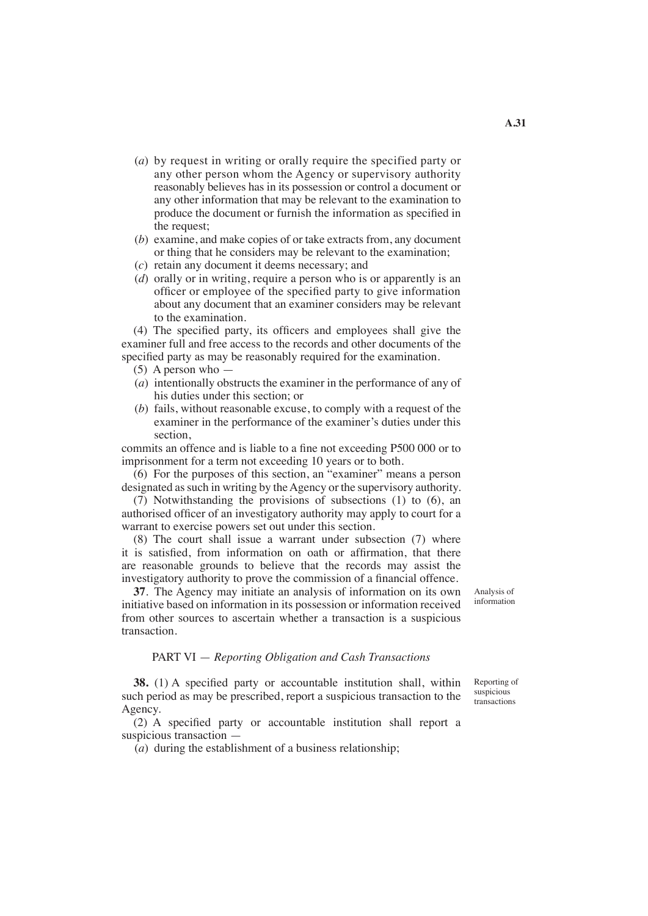(*a*) by request in writing or orally require the specified party or any other person whom the Agency or supervisory authority reasonably believes has in its possession or control a document or any other information that may be relevant to the examination to produce the document or furnish the information as specified in the request;

(*b*) examine, and make copies of or take extracts from, any document or thing that he considers may be relevant to the examination;

(*c*) retain any document it deems necessary; and

(*d*) orally or in writing, require a person who is or apparently is an officer or employee of the specified party to give information about any document that an examiner considers may be relevant to the examination.

(4) The specified party, its officers and employees shall give the examiner full and free access to the records and other documents of the specified party as may be reasonably required for the examination.

(5) A person who —

(*a*) intentionally obstructs the examiner in the performance of any of his duties under this section; or

(*b*) fails, without reasonable excuse, to comply with a request of the examiner in the performance of the examiner's duties under this section,

commits an offence and is liable to a fine not exceeding P500 000 or to imprisonment for a term not exceeding 10 years or to both.

(6) For the purposes of this section, an "examiner" means a person designated as such in writing by the Agency or the supervisory authority.

(7) Notwithstanding the provisions of subsections (1) to (6), an authorised officer of an investigatory authority may apply to court for a warrant to exercise powers set out under this section.

(8) The court shall issue a warrant under subsection (7) where it is satisfied, from information on oath or affirmation, that there are reasonable grounds to believe that the records may assist the investigatory authority to prove the commission of a financial offence.

*Analysis of information*

**37**. The Agency may initiate an analysis of information on its own initiative based on information in its possession or information received from other sources to ascertain whether a transaction is a suspicious transaction.

## PART VI — *Reporting Obligation and Cash Transactions*

*Reporting of suspicious transactions*

**38.** (1) A specified party or accountable institution shall, within such period as may be prescribed, report a suspicious transaction to the Agency.

(2) A specified party or accountable institution shall report a suspicious transaction —

(*a*) during the establishment of a business relationship;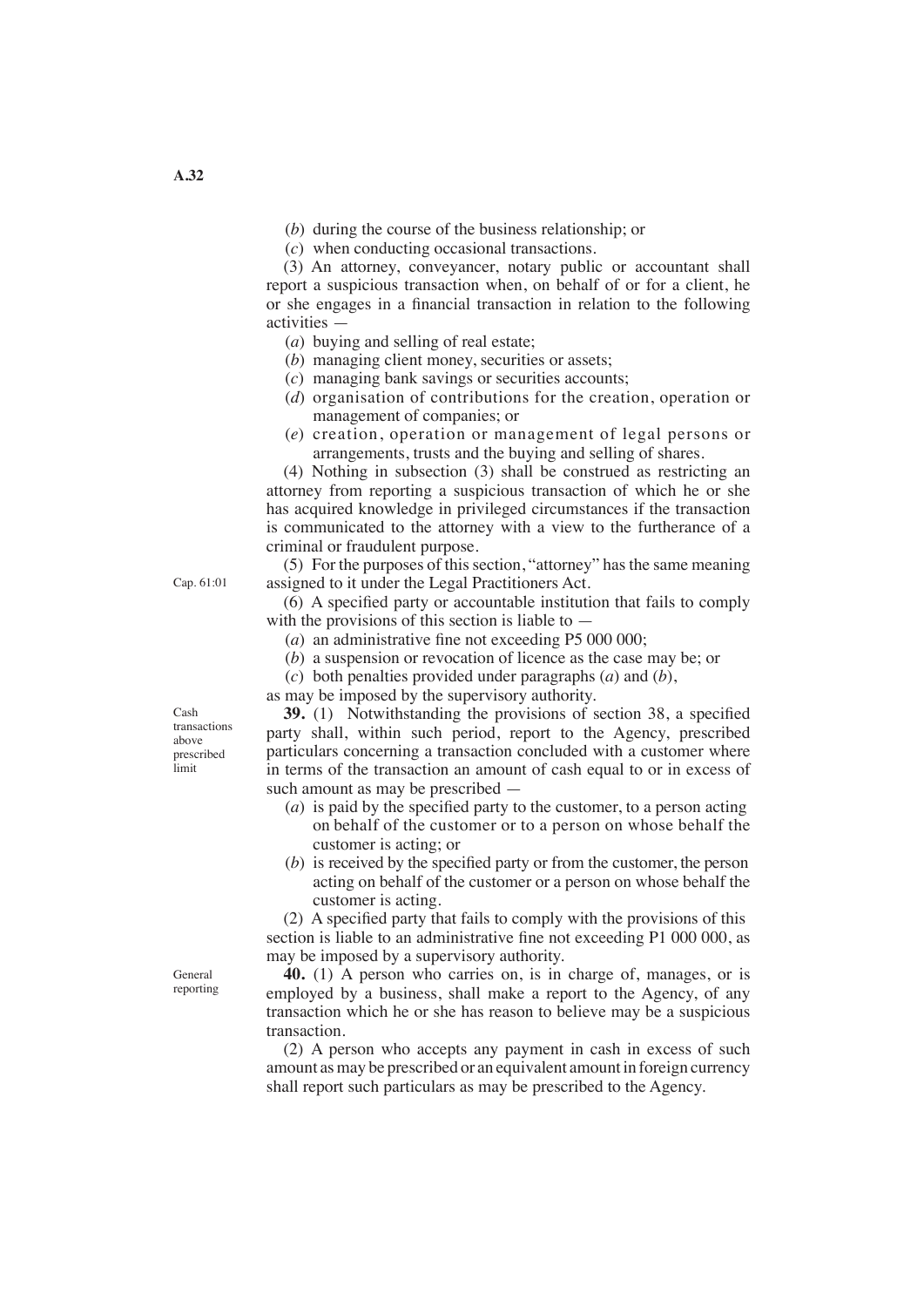(*b*) during the course of the business relationship; or

(*c*) when conducting occasional transactions.

(3) An attorney, conveyancer, notary public or accountant shall report a suspicious transaction when, on behalf of or for a client, he or she engages in a financial transaction in relation to the following activities —

(*a*) buying and selling of real estate;

(*b*) managing client money, securities or assets;

(*c*) managing bank savings or securities accounts;

(*d*) organisation of contributions for the creation, operation or management of companies; or

(*e*) creation, operation or management of legal persons or arrangements, trusts and the buying and selling of shares.

(4) Nothing in subsection (3) shall be construed as restricting an attorney from reporting a suspicious transaction of which he or she has acquired knowledge in privileged circumstances if the transaction is communicated to the attorney with a view to the furtherance of a criminal or fraudulent purpose.

(5) For the purposes of this section, "attorney" has the same meaning assigned to it under the Legal Practitioners Act. Cap. 61:01

(6) A specified party or accountable institution that fails to comply with the provisions of this section is liable to —

(*a*) an administrative fine not exceeding P5 000 000;

(*b*) a suspension or revocation of licence as the case may be; or

(*c*) both penalties provided under paragraphs (*a*) and (*b*),

as may be imposed by the supervisory authority.

Cash transactions above prescribed limit

**39.** (1) Notwithstanding the provisions of section 38, a specified party shall, within such period, report to the Agency, prescribed particulars concerning a transaction concluded with a customer where in terms of the transaction an amount of cash equal to or in excess of such amount as may be prescribed —

(*a*) is paid by the specified party to the customer, to a person acting on behalf of the customer or to a person on whose behalf the customer is acting; or

(*b*) is received by the specified party or from the customer, the person acting on behalf of the customer or a person on whose behalf the customer is acting.

(2) A specified party that fails to comply with the provisions of this section is liable to an administrative fine not exceeding P1 000 000, as may be imposed by a supervisory authority.

General reporting

**40.** (1) A person who carries on, is in charge of, manages, or is employed by a business, shall make a report to the Agency, of any transaction which he or she has reason to believe may be a suspicious transaction.

(2) A person who accepts any payment in cash in excess of such amount as may be prescribed or an equivalent amount in foreign currency shall report such particulars as may be prescribed to the Agency.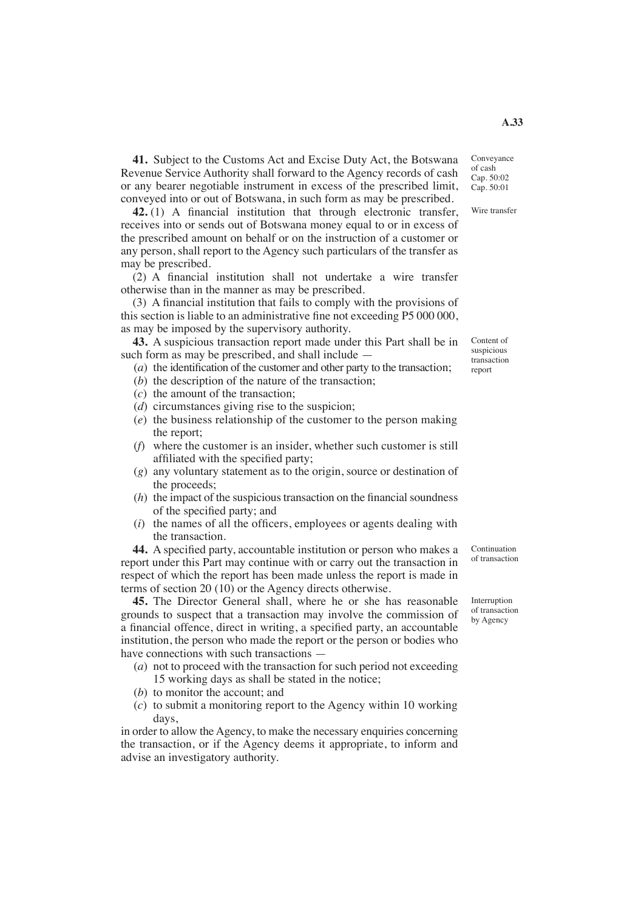**41.** Subject to the Customs Act and Excise Duty Act, the Botswana Revenue Service Authority shall forward to the Agency records of cash or any bearer negotiable instrument in excess of the prescribed limit, conveyed into or out of Botswana, in such form as may be prescribed.

Conveyance of cash Cap. 50:02 Cap. 50:01

**42.** (1) A financial institution that through electronic transfer, receives into or sends out of Botswana money equal to or in excess of the prescribed amount on behalf or on the instruction of a customer or any person, shall report to the Agency such particulars of the transfer as may be prescribed.

Wire transfer

(2) A financial institution shall not undertake a wire transfer otherwise than in the manner as may be prescribed.

(3) A financial institution that fails to comply with the provisions of this section is liable to an administrative fine not exceeding P5 000 000, as may be imposed by the supervisory authority.

**43.** A suspicious transaction report made under this Part shall be in such form as may be prescribed, and shall include —

Content of suspicious transaction report

(*a*) the identification of the customer and other party to the transaction;

(*b*) the description of the nature of the transaction;

(*c*) the amount of the transaction;

(*d*) circumstances giving rise to the suspicion;

(*e*) the business relationship of the customer to the person making the report;

(*f*) where the customer is an insider, whether such customer is still affiliated with the specified party;

(*g*) any voluntary statement as to the origin, source or destination of the proceeds;

(*h*) the impact of the suspicious transaction on the financial soundness of the specified party; and

(*i*) the names of all the officers, employees or agents dealing with the transaction.

**44.** A specified party, accountable institution or person who makes a report under this Part may continue with or carry out the transaction in respect of which the report has been made unless the report is made in terms of section 20 (10) or the Agency directs otherwise.

Continuation of transaction

**45.** The Director General shall, where he or she has reasonable grounds to suspect that a transaction may involve the commission of a financial offence, direct in writing, a specified party, an accountable institution, the person who made the report or the person or bodies who have connections with such transactions —

Interruption of transaction by Agency

(*a*) not to proceed with the transaction for such period not exceeding 15 working days as shall be stated in the notice;

(*b*) to monitor the account; and

(*c*) to submit a monitoring report to the Agency within 10 working days,

in order to allow the Agency, to make the necessary enquiries concerning the transaction, or if the Agency deems it appropriate, to inform and advise an investigatory authority.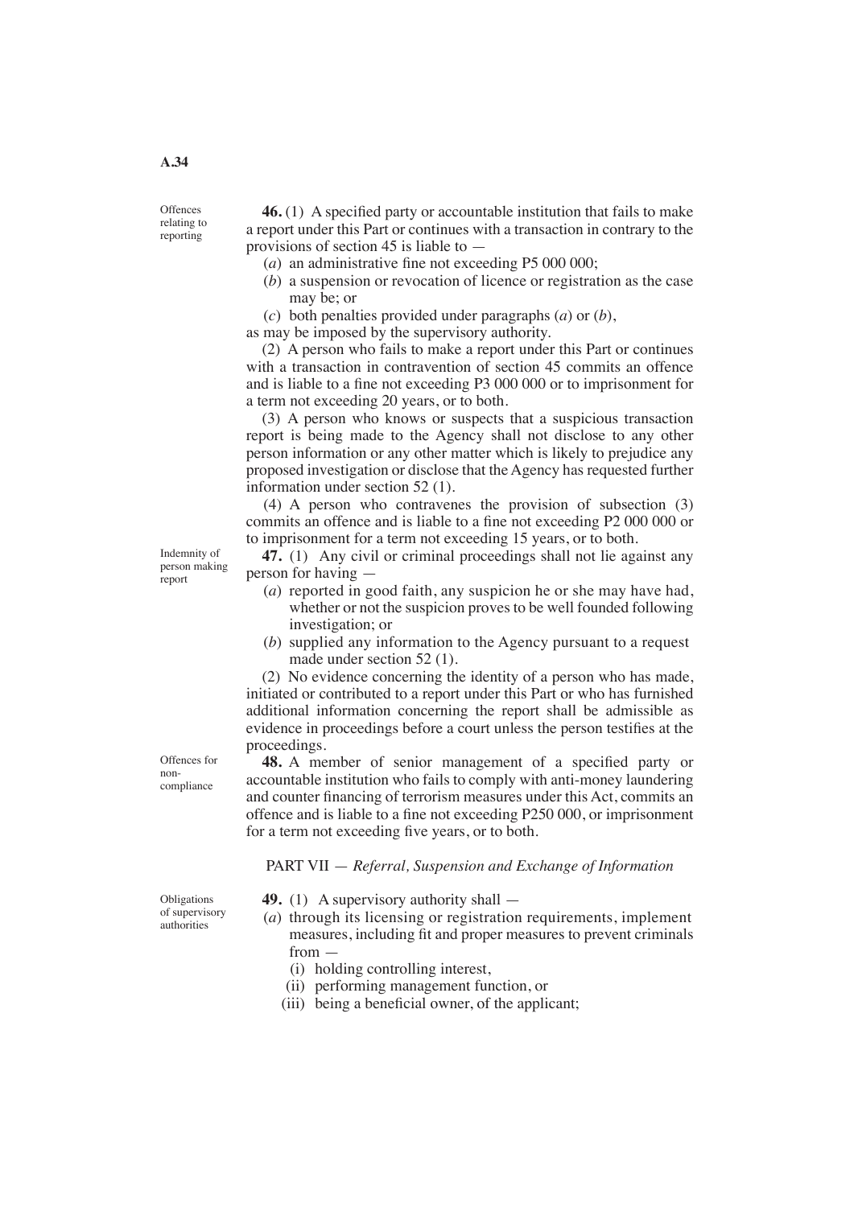**Offences relating to reporting**

**46.** (1) A specified party or accountable institution that fails to make a report under this Part or continues with a transaction in contrary to the provisions of section 45 is liable to —

(*a*) an administrative fine not exceeding P5 000 000;

(*b*) a suspension or revocation of licence or registration as the case may be; or

(*c*) both penalties provided under paragraphs (*a*) or (*b*),

as may be imposed by the supervisory authority.

(2) A person who fails to make a report under this Part or continues with a transaction in contravention of section 45 commits an offence and is liable to a fine not exceeding P3 000 000 or to imprisonment for a term not exceeding 20 years, or to both.

(3) A person who knows or suspects that a suspicious transaction report is being made to the Agency shall not disclose to any other person information or any other matter which is likely to prejudice any proposed investigation or disclose that the Agency has requested further information under section 52 (1).

(4) A person who contravenes the provision of subsection (3) commits an offence and is liable to a fine not exceeding P2 000 000 or to imprisonment for a term not exceeding 15 years, or to both.

**Indemnity of person making report**

**47.** (1) Any civil or criminal proceedings shall not lie against any person for having —

(*a*) reported in good faith, any suspicion he or she may have had, whether or not the suspicion proves to be well founded following investigation; or

(*b*) supplied any information to the Agency pursuant to a request made under section 52 (1).

(2) No evidence concerning the identity of a person who has made, initiated or contributed to a report under this Part or who has furnished additional information concerning the report shall be admissible as evidence in proceedings before a court unless the person testifies at the proceedings.

**Offences for non-compliance**

**48.** A member of senior management of a specified party or accountable institution who fails to comply with anti-money laundering and counter financing of terrorism measures under this Act, commits an offence and is liable to a fine not exceeding P250 000, or imprisonment for a term not exceeding five years, or to both.

## PART VII — *Referral, Suspension and Exchange of Information*

**Obligations of supervisory authorities**

**49.** (1) A supervisory authority shall —

(*a*) through its licensing or registration requirements, implement measures, including fit and proper measures to prevent criminals from —

(i) holding controlling interest,

(ii) performing management function, or

(iii) being a beneficial owner, of the applicant;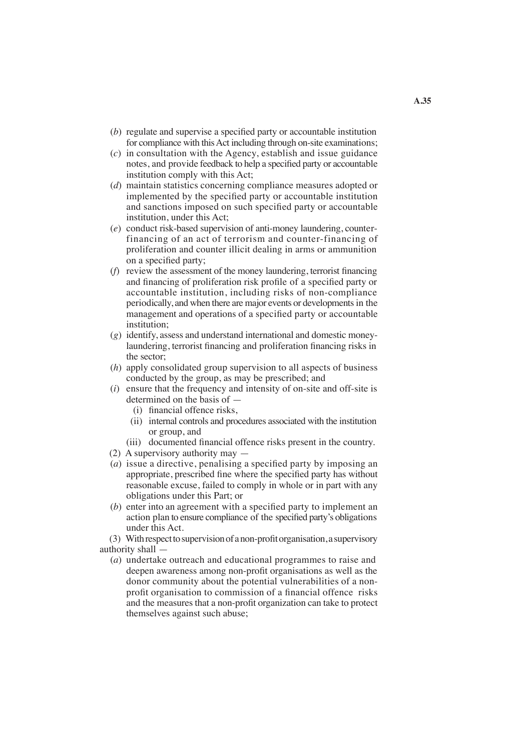(*b*) regulate and supervise a specified party or accountable institution for compliance with this Act including through on-site examinations;

(*c*) in consultation with the Agency, establish and issue guidance notes, and provide feedback to help a specified party or accountable institution comply with this Act;

(*d*) maintain statistics concerning compliance measures adopted or implemented by the specified party or accountable institution and sanctions imposed on such specified party or accountable institution, under this Act;

(*e*) conduct risk-based supervision of anti-money laundering, counter-financing of an act of terrorism and counter-financing of proliferation and counter illicit dealing in arms or ammunition on a specified party;

(*f*) review the assessment of the money laundering, terrorist financing and financing of proliferation risk profile of a specified party or accountable institution, including risks of non-compliance periodically, and when there are major events or developments in the management and operations of a specified party or accountable institution;

(*g*) identify, assess and understand international and domestic money-laundering, terrorist financing and proliferation financing risks in the sector;

(*h*) apply consolidated group supervision to all aspects of business conducted by the group, as may be prescribed; and

(*i*) ensure that the frequency and intensity of on-site and off-site is determined on the basis of —

(i) financial offence risks,

(ii) internal controls and procedures associated with the institution or group, and

(iii) documented financial offence risks present in the country.

(2) A supervisory authority may —

(*a*) issue a directive, penalising a specified party by imposing an appropriate, prescribed fine where the specified party has without reasonable excuse, failed to comply in whole or in part with any obligations under this Part; or

(*b*) enter into an agreement with a specified party to implement an action plan to ensure compliance of the specified party's obligations under this Act.

(3) With respect to supervision of a non-profit organisation, a supervisory authority shall —

(*a*) undertake outreach and educational programmes to raise and deepen awareness among non-profit organisations as well as the donor community about the potential vulnerabilities of a non-profit organisation to commission of a financial offence risks and the measures that a non-profit organization can take to protect themselves against such abuse;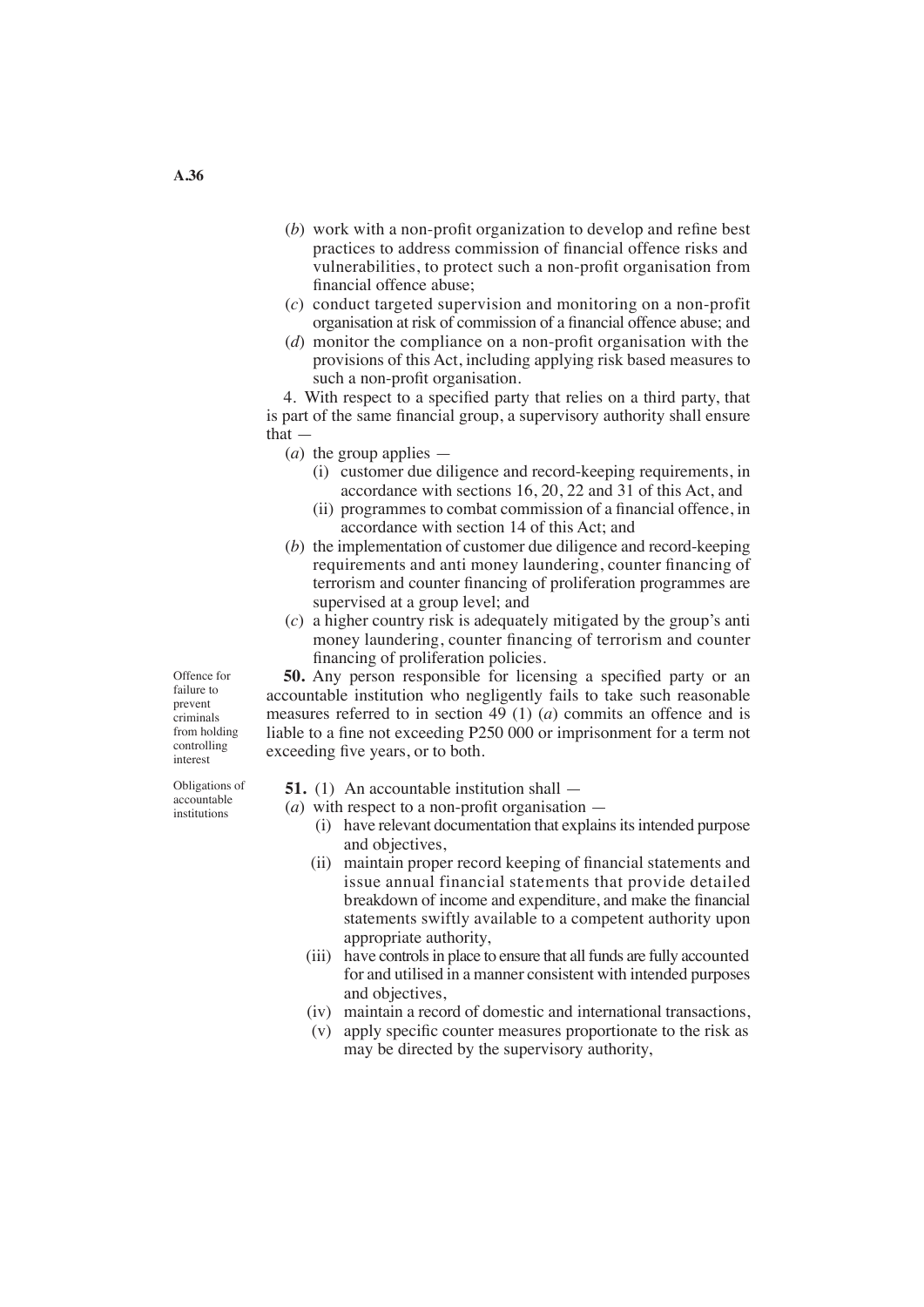(*b*) work with a non-profit organization to develop and refine best practices to address commission of financial offence risks and vulnerabilities, to protect such a non-profit organisation from financial offence abuse;

(*c*) conduct targeted supervision and monitoring on a non-profit organisation at risk of commission of a financial offence abuse; and

(*d*) monitor the compliance on a non-profit organisation with the provisions of this Act, including applying risk based measures to such a non-profit organisation.

4. With respect to a specified party that relies on a third party, that is part of the same financial group, a supervisory authority shall ensure that —

(*a*) the group applies —

(i) customer due diligence and record-keeping requirements, in accordance with sections 16, 20, 22 and 31 of this Act, and

(ii) programmes to combat commission of a financial offence, in accordance with section 14 of this Act; and

(*b*) the implementation of customer due diligence and record-keeping requirements and anti money laundering, counter financing of terrorism and counter financing of proliferation programmes are supervised at a group level; and

(*c*) a higher country risk is adequately mitigated by the group's anti money laundering, counter financing of terrorism and counter financing of proliferation policies.

*Offence for failure to prevent criminals from holding controlling interest*

**50.** Any person responsible for licensing a specified party or an accountable institution who negligently fails to take such reasonable measures referred to in section 49 (1) (*a*) commits an offence and is liable to a fine not exceeding P250 000 or imprisonment for a term not exceeding five years, or to both.

*Obligations of accountable institutions*

**51.** (1) An accountable institution shall —

(*a*) with respect to a non-profit organisation —

(i) have relevant documentation that explains its intended purpose and objectives,

(ii) maintain proper record keeping of financial statements and issue annual financial statements that provide detailed breakdown of income and expenditure, and make the financial statements swiftly available to a competent authority upon appropriate authority,

(iii) have controls in place to ensure that all funds are fully accounted for and utilised in a manner consistent with intended purposes and objectives,

(iv) maintain a record of domestic and international transactions,

(v) apply specific counter measures proportionate to the risk as may be directed by the supervisory authority,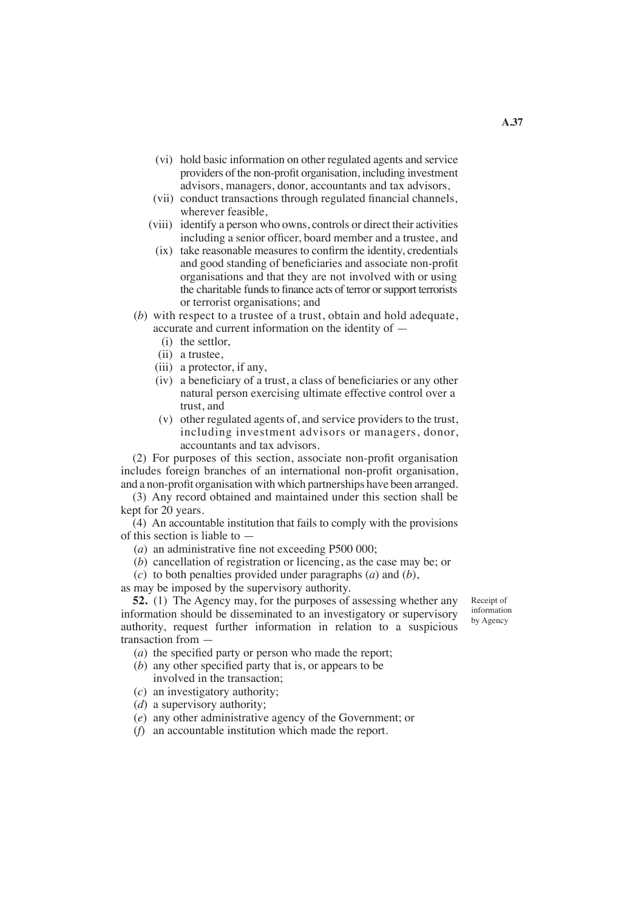(vi) hold basic information on other regulated agents and service providers of the non-profit organisation, including investment advisors, managers, donor, accountants and tax advisors,

(vii) conduct transactions through regulated financial channels, wherever feasible,

(viii) identify a person who owns, controls or direct their activities including a senior officer, board member and a trustee, and

(ix) take reasonable measures to confirm the identity, credentials and good standing of beneficiaries and associate non-profit organisations and that they are not involved with or using the charitable funds to finance acts of terror or support terrorists or terrorist organisations; and

(*b*) with respect to a trustee of a trust, obtain and hold adequate, accurate and current information on the identity of —

(i) the settlor,

(ii) a trustee,

(iii) a protector, if any,

(iv) a beneficiary of a trust, a class of beneficiaries or any other natural person exercising ultimate effective control over a trust, and

(v) other regulated agents of, and service providers to the trust, including investment advisors or managers, donor, accountants and tax advisors.

(2) For purposes of this section, associate non-profit organisation includes foreign branches of an international non-profit organisation, and a non-profit organisation with which partnerships have been arranged.

(3) Any record obtained and maintained under this section shall be kept for 20 years.

(4) An accountable institution that fails to comply with the provisions of this section is liable to —

(*a*) an administrative fine not exceeding P500 000;

(*b*) cancellation of registration or licencing, as the case may be; or

(*c*) to both penalties provided under paragraphs (*a*) and (*b*),

as may be imposed by the supervisory authority.

Receipt of information by Agency

**52.** (1) The Agency may, for the purposes of assessing whether any information should be disseminated to an investigatory or supervisory authority, request further information in relation to a suspicious transaction from —

(*a*) the specified party or person who made the report;

(*b*) any other specified party that is, or appears to be involved in the transaction;

(*c*) an investigatory authority;

(*d*) a supervisory authority;

(*e*) any other administrative agency of the Government; or

(*f*) an accountable institution which made the report.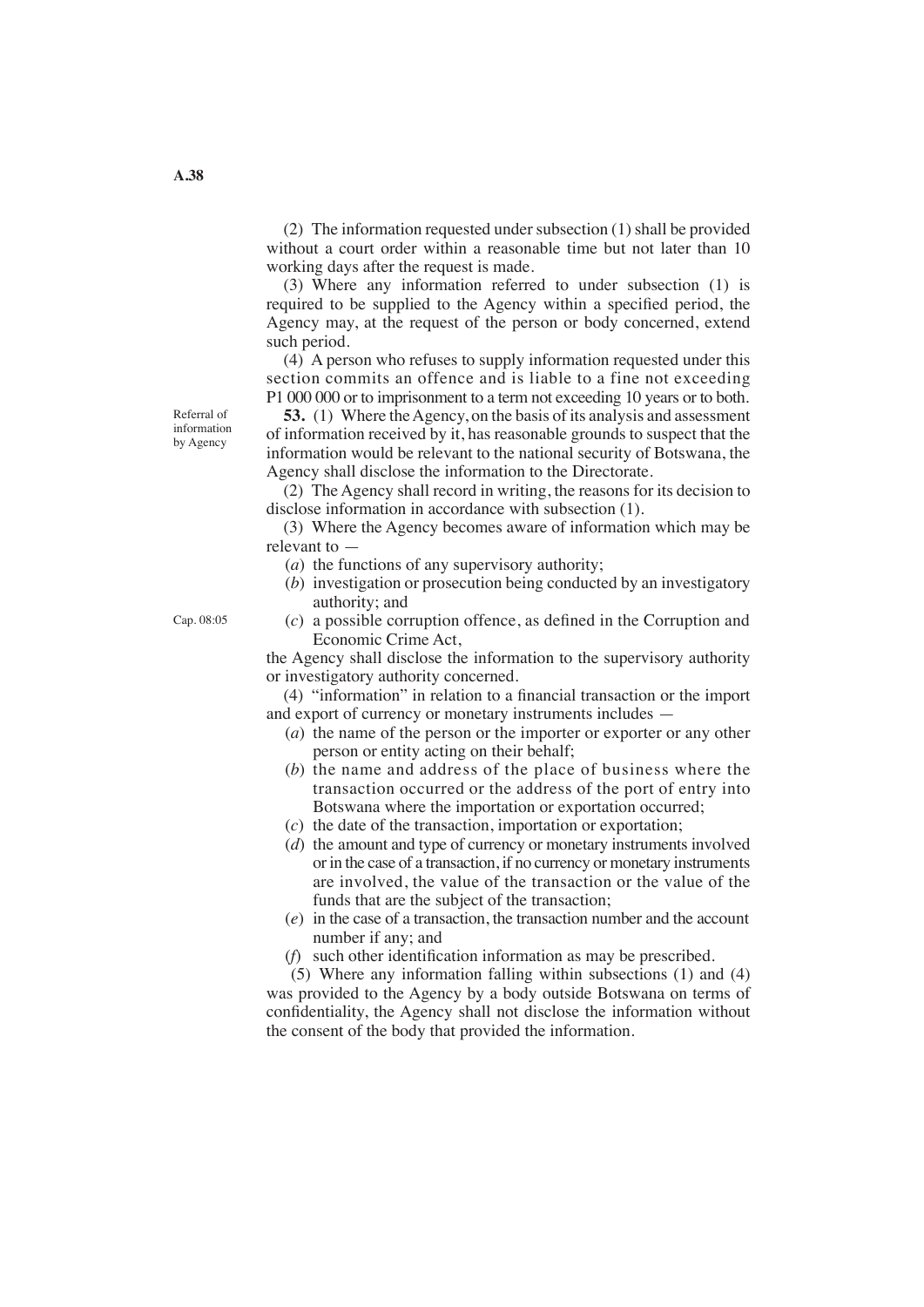(2) The information requested under subsection (1) shall be provided without a court order within a reasonable time but not later than 10 working days after the request is made.

(3) Where any information referred to under subsection (1) is required to be supplied to the Agency within a specified period, the Agency may, at the request of the person or body concerned, extend such period.

(4) A person who refuses to supply information requested under this section commits an offence and is liable to a fine not exceeding P1 000 000 or to imprisonment to a term not exceeding 10 years or to both.

Referral of information by Agency

**53.** (1) Where the Agency, on the basis of its analysis and assessment of information received by it, has reasonable grounds to suspect that the information would be relevant to the national security of Botswana, the Agency shall disclose the information to the Directorate.

(2) The Agency shall record in writing, the reasons for its decision to disclose information in accordance with subsection (1).

(3) Where the Agency becomes aware of information which may be relevant to —

(*a*) the functions of any supervisory authority;

(*b*) investigation or prosecution being conducted by an investigatory authority; and

(*c*) a possible corruption offence, as defined in the Corruption and Economic Crime Act, (Cap. 08:05)

the Agency shall disclose the information to the supervisory authority or investigatory authority concerned.

(4) "information" in relation to a financial transaction or the import and export of currency or monetary instruments includes —

(*a*) the name of the person or the importer or exporter or any other person or entity acting on their behalf;

(*b*) the name and address of the place of business where the transaction occurred or the address of the port of entry into Botswana where the importation or exportation occurred;

(*c*) the date of the transaction, importation or exportation;

(*d*) the amount and type of currency or monetary instruments involved or in the case of a transaction, if no currency or monetary instruments are involved, the value of the transaction or the value of the funds that are the subject of the transaction;

(*e*) in the case of a transaction, the transaction number and the account number if any; and

(*f*) such other identification information as may be prescribed.

(5) Where any information falling within subsections (1) and (4) was provided to the Agency by a body outside Botswana on terms of confidentiality, the Agency shall not disclose the information without the consent of the body that provided the information.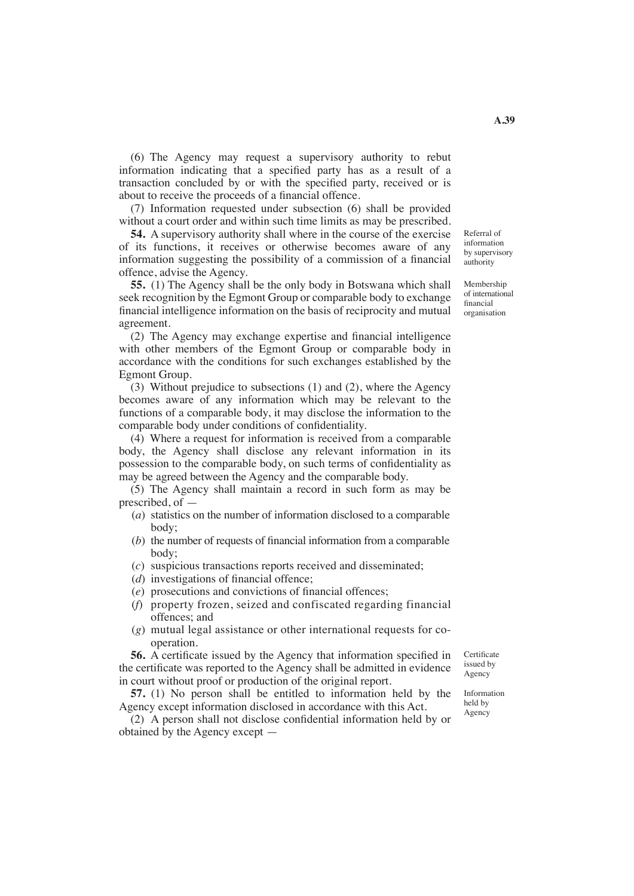(6) The Agency may request a supervisory authority to rebut information indicating that a specified party has as a result of a transaction concluded by or with the specified party, received or is about to receive the proceeds of a financial offence.

(7) Information requested under subsection (6) shall be provided without a court order and within such time limits as may be prescribed.

Referral of information by supervisory authority

**54.** A supervisory authority shall where in the course of the exercise of its functions, it receives or otherwise becomes aware of any information suggesting the possibility of a commission of a financial offence, advise the Agency.

Membership of international financial organisation

**55.** (1) The Agency shall be the only body in Botswana which shall seek recognition by the Egmont Group or comparable body to exchange financial intelligence information on the basis of reciprocity and mutual agreement.

(2) The Agency may exchange expertise and financial intelligence with other members of the Egmont Group or comparable body in accordance with the conditions for such exchanges established by the Egmont Group.

(3) Without prejudice to subsections (1) and (2), where the Agency becomes aware of any information which may be relevant to the functions of a comparable body, it may disclose the information to the comparable body under conditions of confidentiality.

(4) Where a request for information is received from a comparable body, the Agency shall disclose any relevant information in its possession to the comparable body, on such terms of confidentiality as may be agreed between the Agency and the comparable body.

(5) The Agency shall maintain a record in such form as may be prescribed, of —

(*a*) statistics on the number of information disclosed to a comparable body;

(*b*) the number of requests of financial information from a comparable body;

(*c*) suspicious transactions reports received and disseminated;

(*d*) investigations of financial offence;

(*e*) prosecutions and convictions of financial offences;

(*f*) property frozen, seized and confiscated regarding financial offences; and

(*g*) mutual legal assistance or other international requests for co-operation.

Certificate issued by Agency

**56.** A certificate issued by the Agency that information specified in the certificate was reported to the Agency shall be admitted in evidence in court without proof or production of the original report.

Information held by Agency

**57.** (1) No person shall be entitled to information held by the Agency except information disclosed in accordance with this Act.

(2) A person shall not disclose confidential information held by or obtained by the Agency except —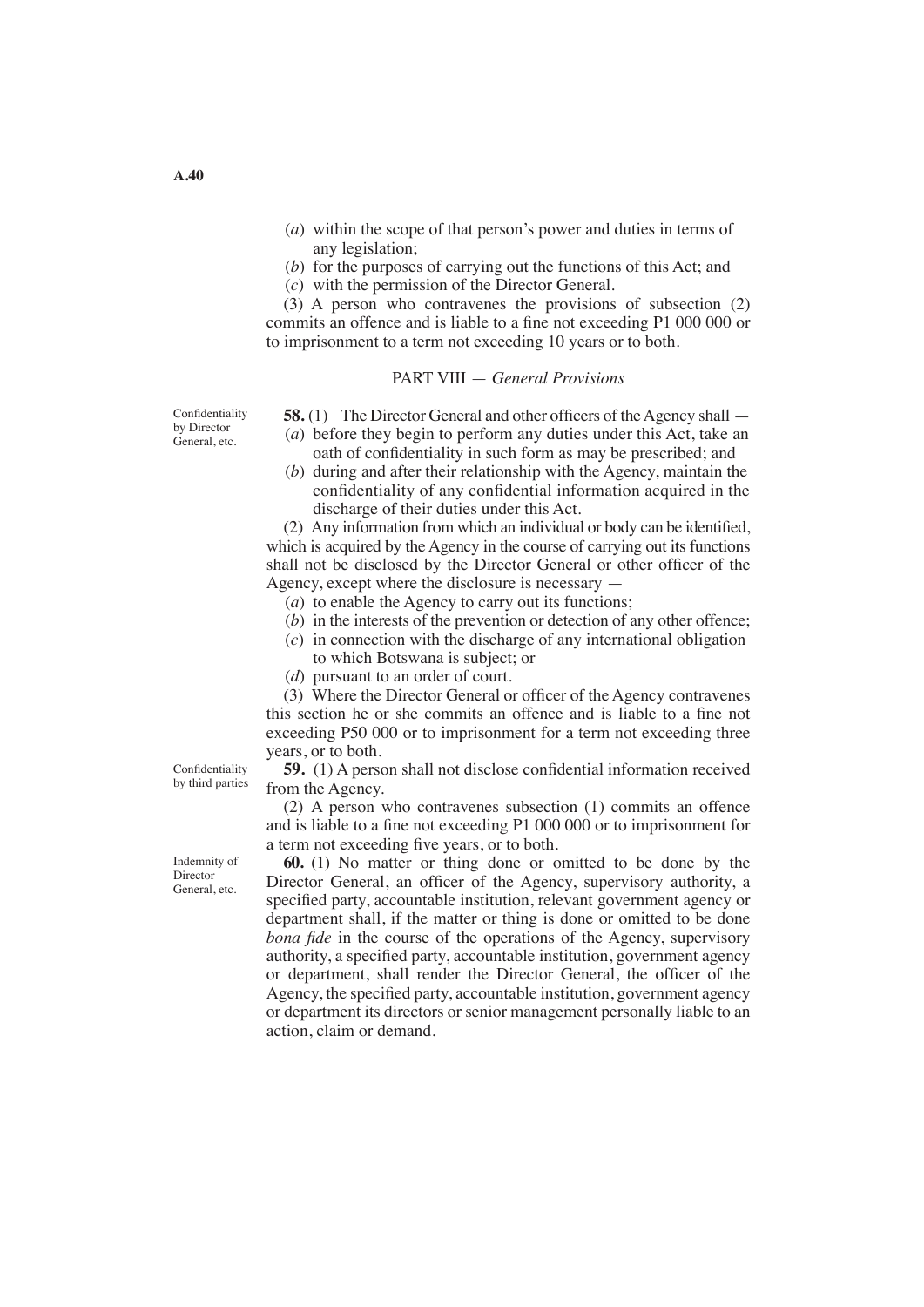(*a*) within the scope of that person's power and duties in terms of any legislation;

(*b*) for the purposes of carrying out the functions of this Act; and

(*c*) with the permission of the Director General.

(3) A person who contravenes the provisions of subsection (2) commits an offence and is liable to a fine not exceeding P1 000 000 or to imprisonment to a term not exceeding 10 years or to both.

## PART VIII — *General Provisions*

Confidentiality by Director General, etc.

**58.** (1) The Director General and other officers of the Agency shall —

(*a*) before they begin to perform any duties under this Act, take an oath of confidentiality in such form as may be prescribed; and

(*b*) during and after their relationship with the Agency, maintain the confidentiality of any confidential information acquired in the discharge of their duties under this Act.

(2) Any information from which an individual or body can be identified, which is acquired by the Agency in the course of carrying out its functions shall not be disclosed by the Director General or other officer of the Agency, except where the disclosure is necessary —

(*a*) to enable the Agency to carry out its functions;

(*b*) in the interests of the prevention or detection of any other offence;

(*c*) in connection with the discharge of any international obligation to which Botswana is subject; or

(*d*) pursuant to an order of court.

(3) Where the Director General or officer of the Agency contravenes this section he or she commits an offence and is liable to a fine not exceeding P50 000 or to imprisonment for a term not exceeding three years, or to both.

Confidentiality by third parties

**59.** (1) A person shall not disclose confidential information received from the Agency.

(2) A person who contravenes subsection (1) commits an offence and is liable to a fine not exceeding P1 000 000 or to imprisonment for a term not exceeding five years, or to both.

Indemnity of Director General, etc.

**60.** (1) No matter or thing done or omitted to be done by the Director General, an officer of the Agency, supervisory authority, a specified party, accountable institution, relevant government agency or department shall, if the matter or thing is done or omitted to be done *bona fide* in the course of the operations of the Agency, supervisory authority, a specified party, accountable institution, government agency or department, shall render the Director General, the officer of the Agency, the specified party, accountable institution, government agency or department its directors or senior management personally liable to an action, claim or demand.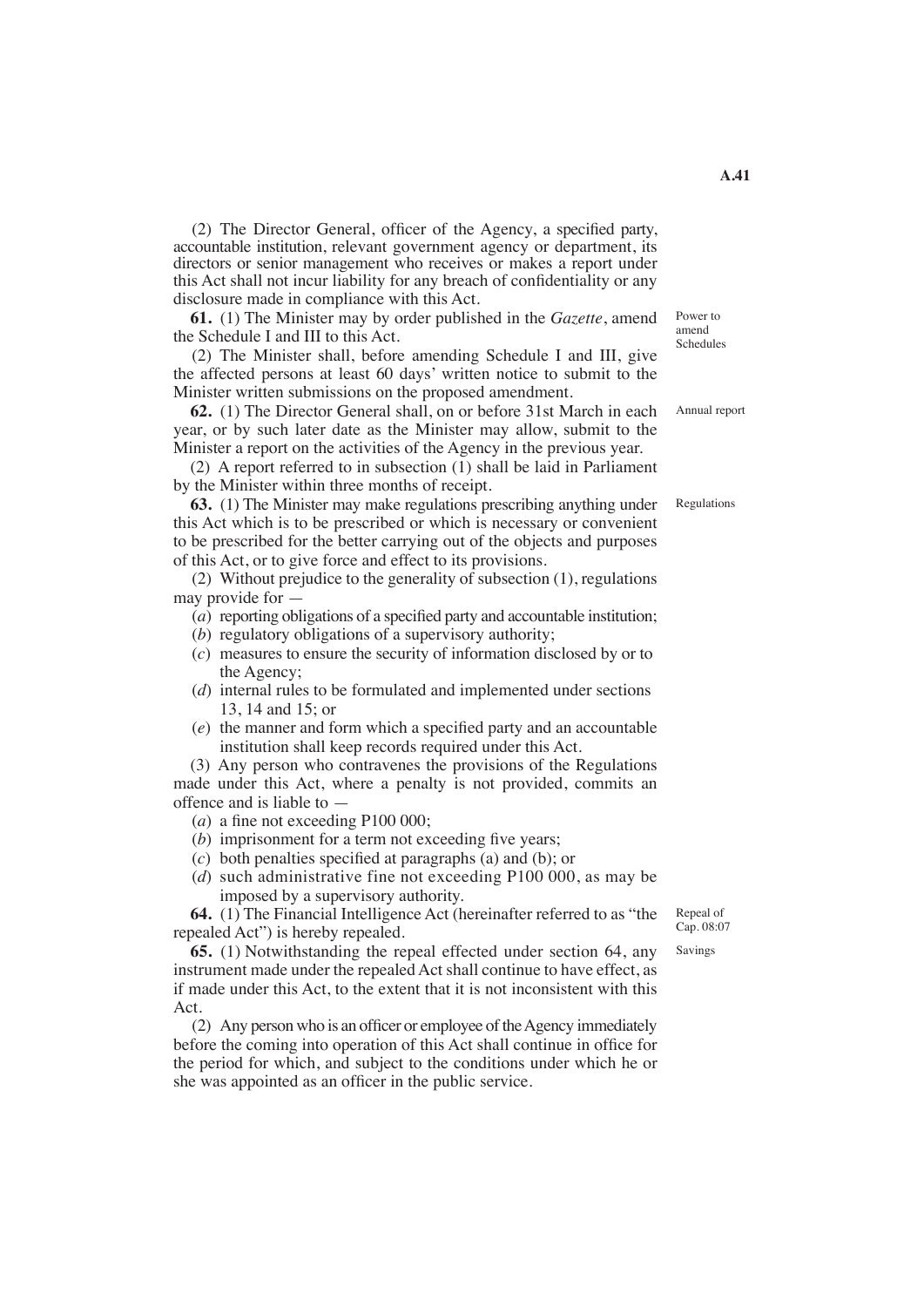(2) The Director General, officer of the Agency, a specified party, accountable institution, relevant government agency or department, its directors or senior management who receives or makes a report under this Act shall not incur liability for any breach of confidentiality or any disclosure made in compliance with this Act.

Power to amend Schedules

**61.** (1) The Minister may by order published in the *Gazette*, amend the Schedule I and III to this Act.

(2) The Minister shall, before amending Schedule I and III, give the affected persons at least 60 days' written notice to submit to the Minister written submissions on the proposed amendment.

Annual report

**62.** (1) The Director General shall, on or before 31st March in each year, or by such later date as the Minister may allow, submit to the Minister a report on the activities of the Agency in the previous year.

(2) A report referred to in subsection (1) shall be laid in Parliament by the Minister within three months of receipt.

Regulations

**63.** (1) The Minister may make regulations prescribing anything under this Act which is to be prescribed or which is necessary or convenient to be prescribed for the better carrying out of the objects and purposes of this Act, or to give force and effect to its provisions.

(2) Without prejudice to the generality of subsection (1), regulations may provide for —

(*a*) reporting obligations of a specified party and accountable institution;

(*b*) regulatory obligations of a supervisory authority;

(*c*) measures to ensure the security of information disclosed by or to the Agency;

(*d*) internal rules to be formulated and implemented under sections 13, 14 and 15; or

(*e*) the manner and form which a specified party and an accountable institution shall keep records required under this Act.

(3) Any person who contravenes the provisions of the Regulations made under this Act, where a penalty is not provided, commits an offence and is liable to —

(*a*) a fine not exceeding P100 000;

(*b*) imprisonment for a term not exceeding five years;

(*c*) both penalties specified at paragraphs (a) and (b); or

(*d*) such administrative fine not exceeding P100 000, as may be imposed by a supervisory authority.

Repeal of Cap. 08:07

**64.** (1) The Financial Intelligence Act (hereinafter referred to as "the repealed Act") is hereby repealed.

Savings

**65.** (1) Notwithstanding the repeal effected under section 64, any instrument made under the repealed Act shall continue to have effect, as if made under this Act, to the extent that it is not inconsistent with this Act.

(2) Any person who is an officer or employee of the Agency immediately before the coming into operation of this Act shall continue in office for the period for which, and subject to the conditions under which he or she was appointed as an officer in the public service.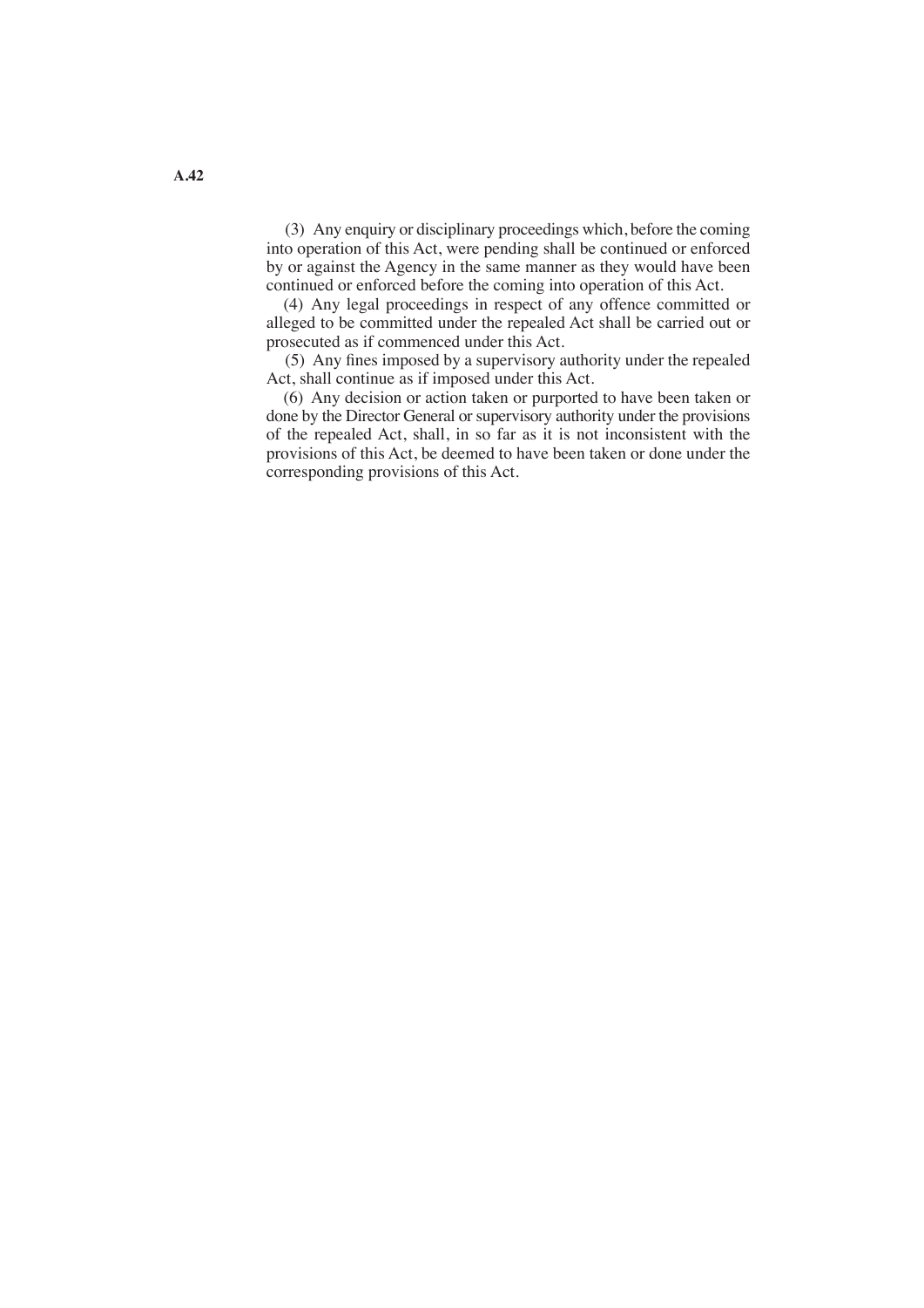(3) Any enquiry or disciplinary proceedings which, before the coming into operation of this Act, were pending shall be continued or enforced by or against the Agency in the same manner as they would have been continued or enforced before the coming into operation of this Act.

(4) Any legal proceedings in respect of any offence committed or alleged to be committed under the repealed Act shall be carried out or prosecuted as if commenced under this Act.

(5) Any fines imposed by a supervisory authority under the repealed Act, shall continue as if imposed under this Act.

(6) Any decision or action taken or purported to have been taken or done by the Director General or supervisory authority under the provisions of the repealed Act, shall, in so far as it is not inconsistent with the provisions of this Act, be deemed to have been taken or done under the corresponding provisions of this Act.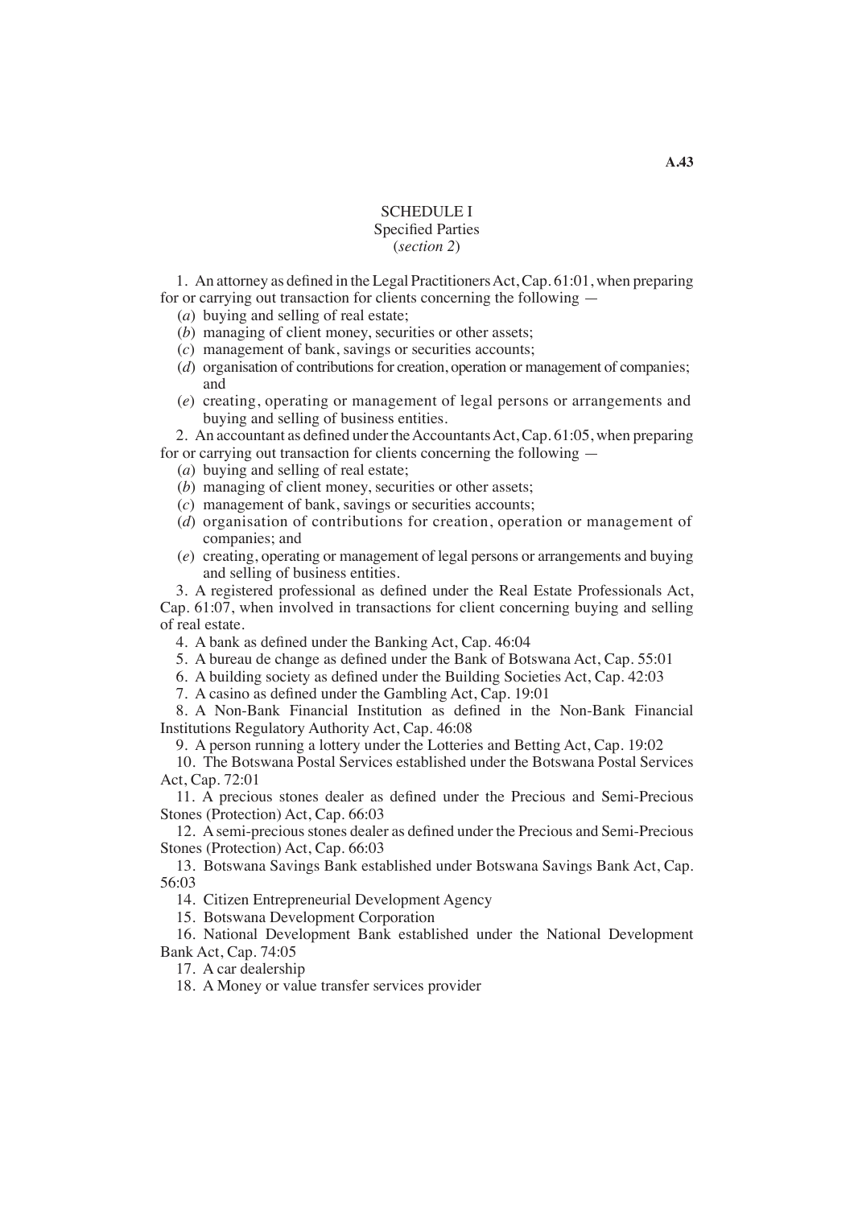# SCHEDULE I

Specified Parties
(*section 2*)

1. An attorney as defined in the Legal Practitioners Act, Cap. 61:01, when preparing for or carrying out transaction for clients concerning the following —
   - (*a*) buying and selling of real estate;
   - (*b*) managing of client money, securities or other assets;
   - (*c*) management of bank, savings or securities accounts;
   - (*d*) organisation of contributions for creation, operation or management of companies; and
   - (*e*) creating, operating or management of legal persons or arrangements and buying and selling of business entities.

2. An accountant as defined under the Accountants Act, Cap. 61:05, when preparing for or carrying out transaction for clients concerning the following —
   - (*a*) buying and selling of real estate;
   - (*b*) managing of client money, securities or other assets;
   - (*c*) management of bank, savings or securities accounts;
   - (*d*) organisation of contributions for creation, operation or management of companies; and
   - (*e*) creating, operating or management of legal persons or arrangements and buying and selling of business entities.

3. A registered professional as defined under the Real Estate Professionals Act, Cap. 61:07, when involved in transactions for client concerning buying and selling of real estate.

4. A bank as defined under the Banking Act, Cap. 46:04

5. A bureau de change as defined under the Bank of Botswana Act, Cap. 55:01

6. A building society as defined under the Building Societies Act, Cap. 42:03

7. A casino as defined under the Gambling Act, Cap. 19:01

8. A Non-Bank Financial Institution as defined in the Non-Bank Financial Institutions Regulatory Authority Act, Cap. 46:08

9. A person running a lottery under the Lotteries and Betting Act, Cap. 19:02

10. The Botswana Postal Services established under the Botswana Postal Services Act, Cap. 72:01

11. A precious stones dealer as defined under the Precious and Semi-Precious Stones (Protection) Act, Cap. 66:03

12. A semi-precious stones dealer as defined under the Precious and Semi-Precious Stones (Protection) Act, Cap. 66:03

13. Botswana Savings Bank established under Botswana Savings Bank Act, Cap. 56:03

14. Citizen Entrepreneurial Development Agency

15. Botswana Development Corporation

16. National Development Bank established under the National Development Bank Act, Cap. 74:05

17. A car dealership

18. A Money or value transfer services provider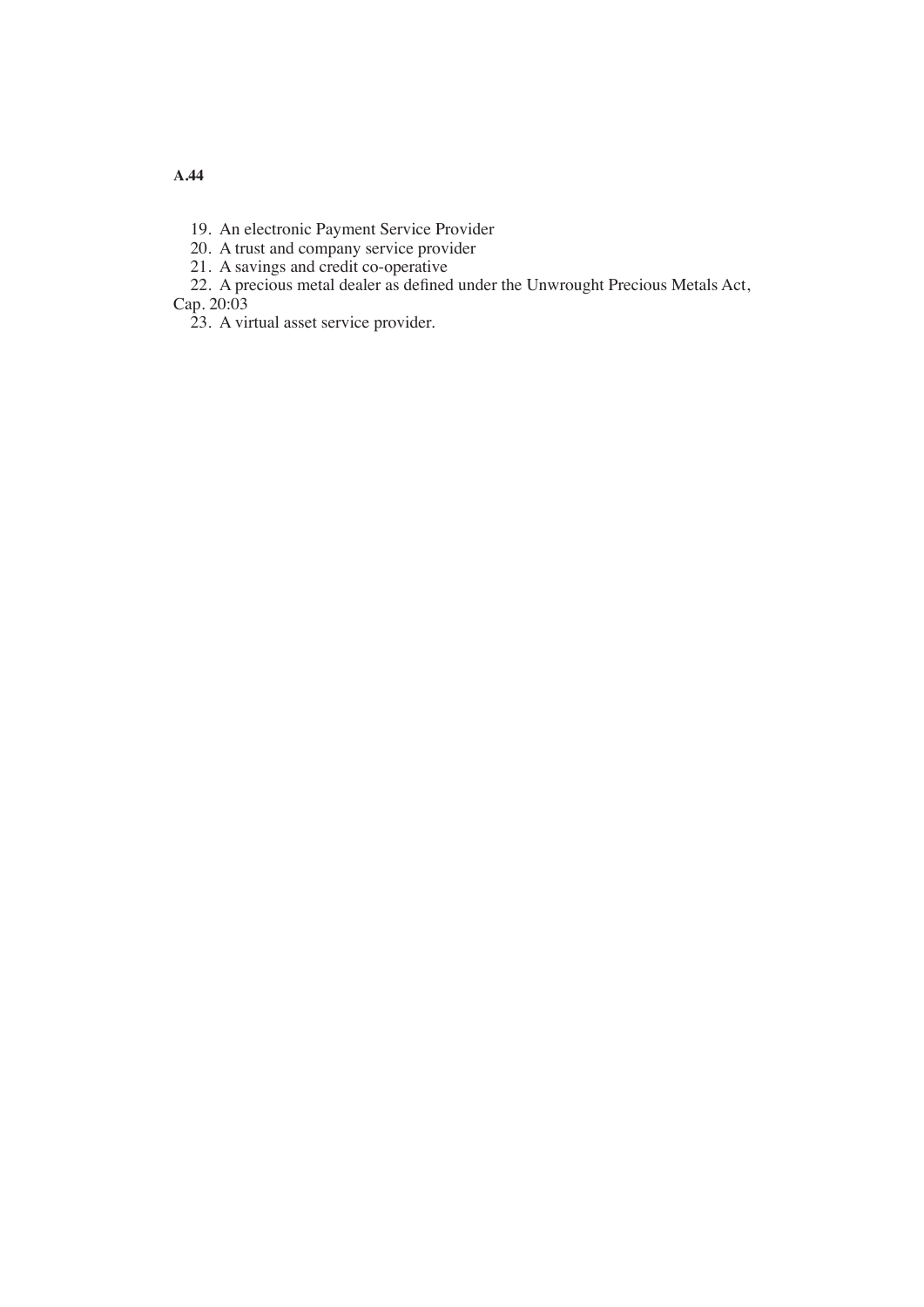19. An electronic Payment Service Provider
20. A trust and company service provider
21. A savings and credit co-operative
22. A precious metal dealer as defined under the Unwrought Precious Metals Act, Cap. 20:03
23. A virtual asset service provider.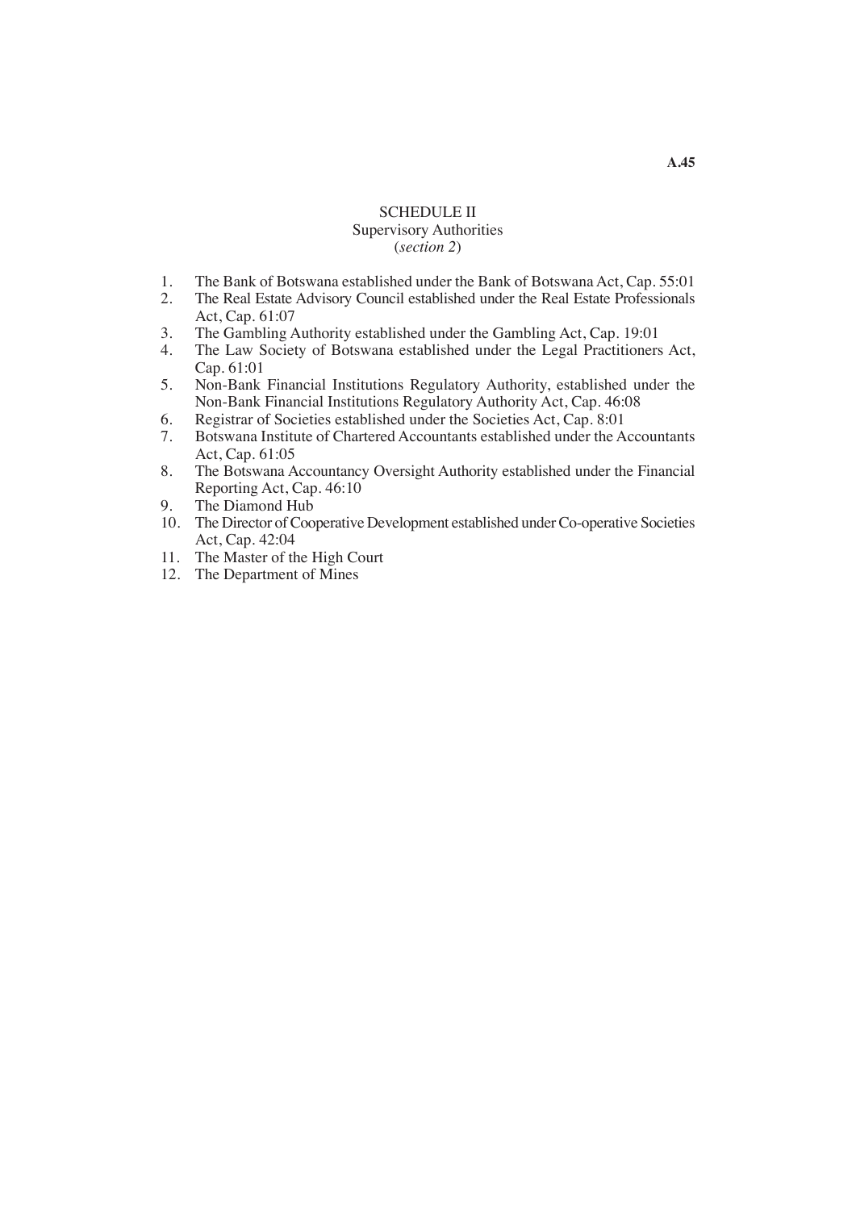# SCHEDULE II
## Supervisory Authorities
(*section 2*)

1. The Bank of Botswana established under the Bank of Botswana Act, Cap. 55:01
2. The Real Estate Advisory Council established under the Real Estate Professionals Act, Cap. 61:07
3. The Gambling Authority established under the Gambling Act, Cap. 19:01
4. The Law Society of Botswana established under the Legal Practitioners Act, Cap. 61:01
5. Non-Bank Financial Institutions Regulatory Authority, established under the Non-Bank Financial Institutions Regulatory Authority Act, Cap. 46:08
6. Registrar of Societies established under the Societies Act, Cap. 8:01
7. Botswana Institute of Chartered Accountants established under the Accountants Act, Cap. 61:05
8. The Botswana Accountancy Oversight Authority established under the Financial Reporting Act, Cap. 46:10
9. The Diamond Hub
10. The Director of Cooperative Development established under Co-operative Societies Act, Cap. 42:04
11. The Master of the High Court
12. The Department of Mines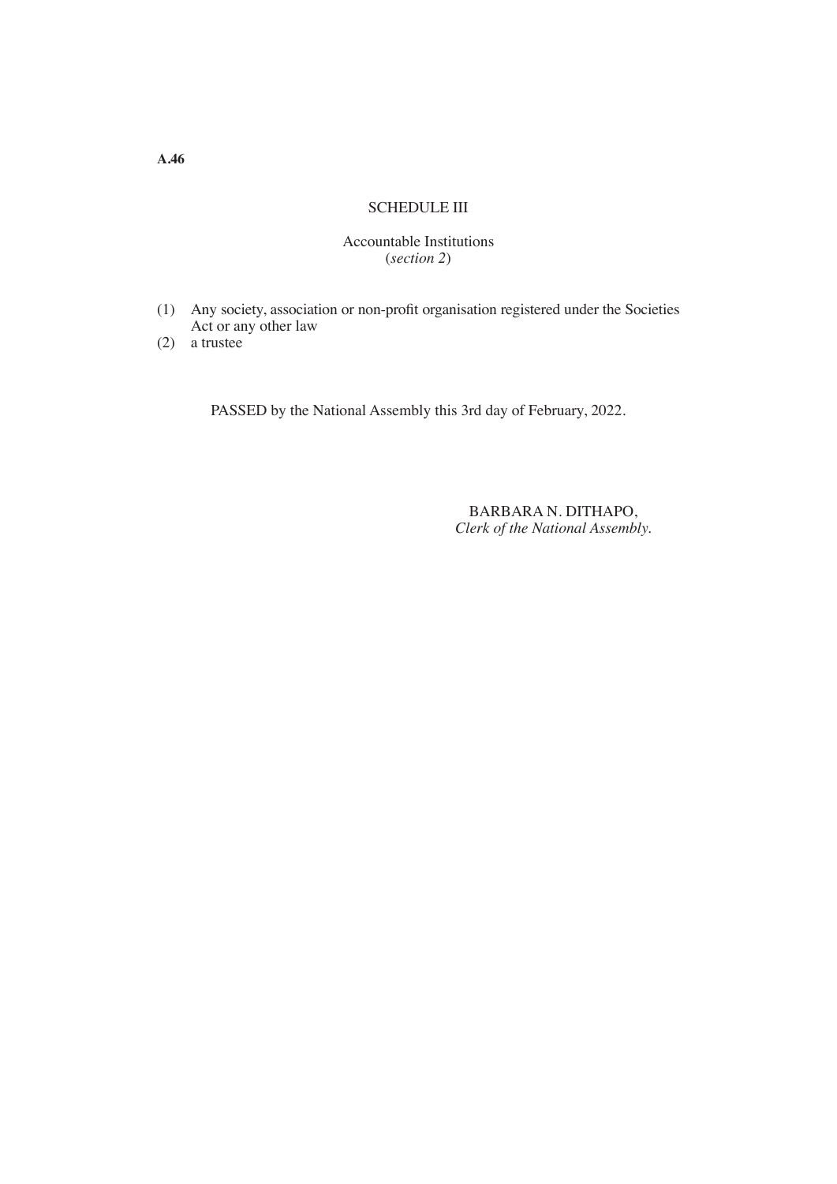## SCHEDULE III

Accountable Institutions
(*section 2*)

(1) Any society, association or non-profit organisation registered under the Societies Act or any other law
(2) a trustee

PASSED by the National Assembly this 3rd day of February, 2022.

BARBARA N. DITHAPO,
*Clerk of the National Assembly.*